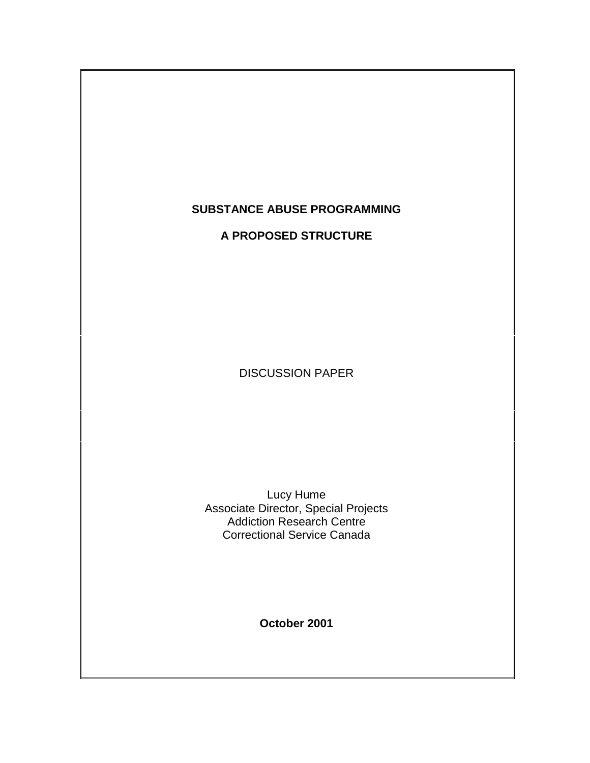# SUBSTANCE ABUSE PROGRAMMING

## A PROPOSED STRUCTURE

DISCUSSION PAPER

Lucy Hume
Associate Director, Special Projects
Addiction Research Centre
Correctional Service Canada

**October 2001**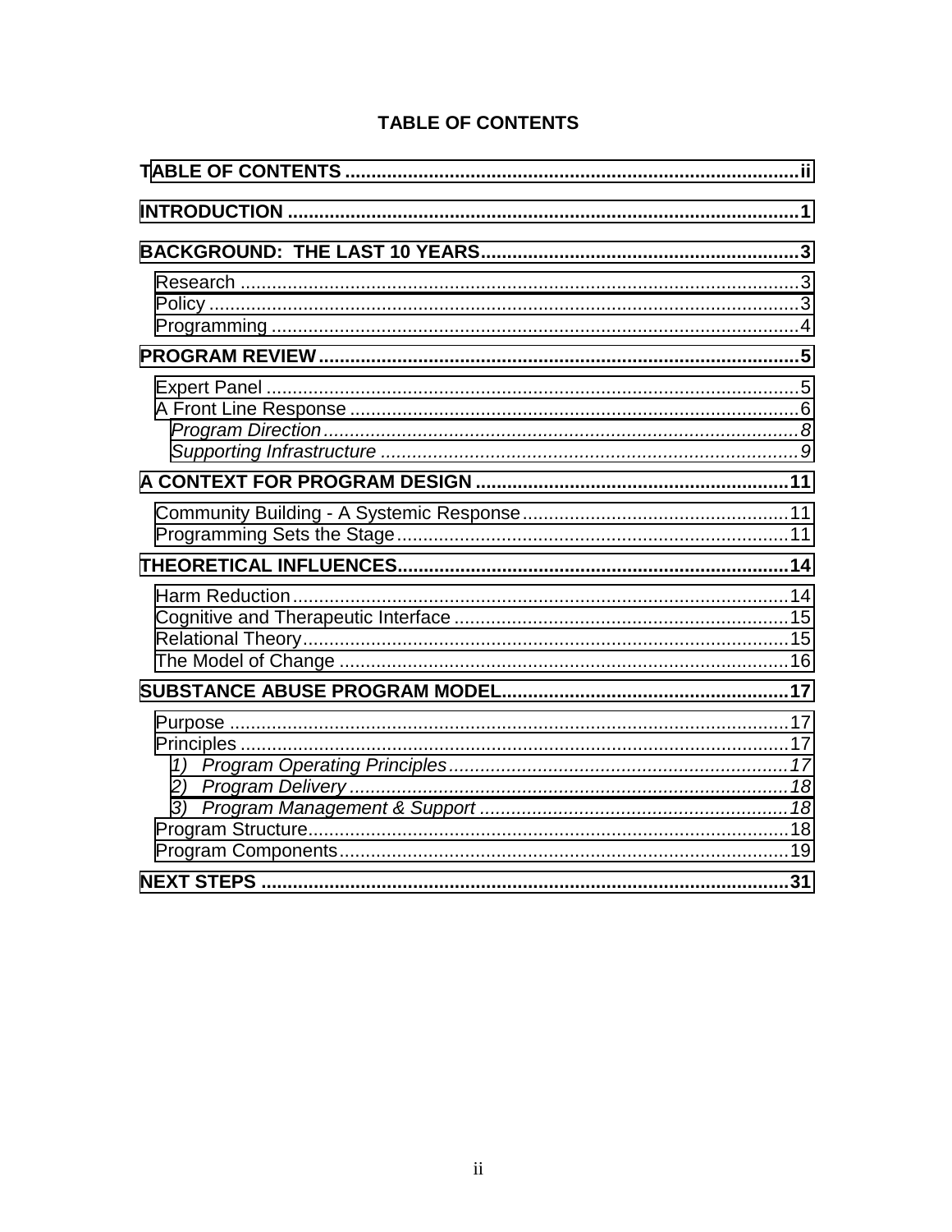# TABLE OF CONTENTS

**TABLE OF CONTENTS** ........................................................................................ **ii**

**INTRODUCTION** .................................................................................................. **1**

**BACKGROUND: THE LAST 10 YEARS** .............................................................. **3**

- Research ........................................................................................................... 3
- Policy ................................................................................................................. 3
- Programming ..................................................................................................... 4

**PROGRAM REVIEW** ............................................................................................. **5**

- Expert Panel ...................................................................................................... 5
- A Front Line Response ...................................................................................... 6
  - *Program Direction* ......................................................................................... *8*
  - *Supporting Infrastructure* ............................................................................... *9*

**A CONTEXT FOR PROGRAM DESIGN** .............................................................. **11**

- Community Building - A Systemic Response .................................................... 11
- Programming Sets the Stage ............................................................................ 11

**THEORETICAL INFLUENCES** .............................................................................. **14**

- Harm Reduction ................................................................................................. 14
- Cognitive and Therapeutic Interface ................................................................. 15
- Relational Theory .............................................................................................. 15
- The Model of Change ........................................................................................ 16

**SUBSTANCE ABUSE PROGRAM MODEL** ......................................................... **17**

- Purpose ............................................................................................................. 17
- Principles ........................................................................................................... 17
  - *1) Program Operating Principles* .................................................................... *17*
  - *2) Program Delivery* ....................................................................................... *18*
  - *3) Program Management & Support* .............................................................. *18*
- Program Structure ............................................................................................. 18
- Program Components ....................................................................................... 19

**NEXT STEPS** ....................................................................................................... **31**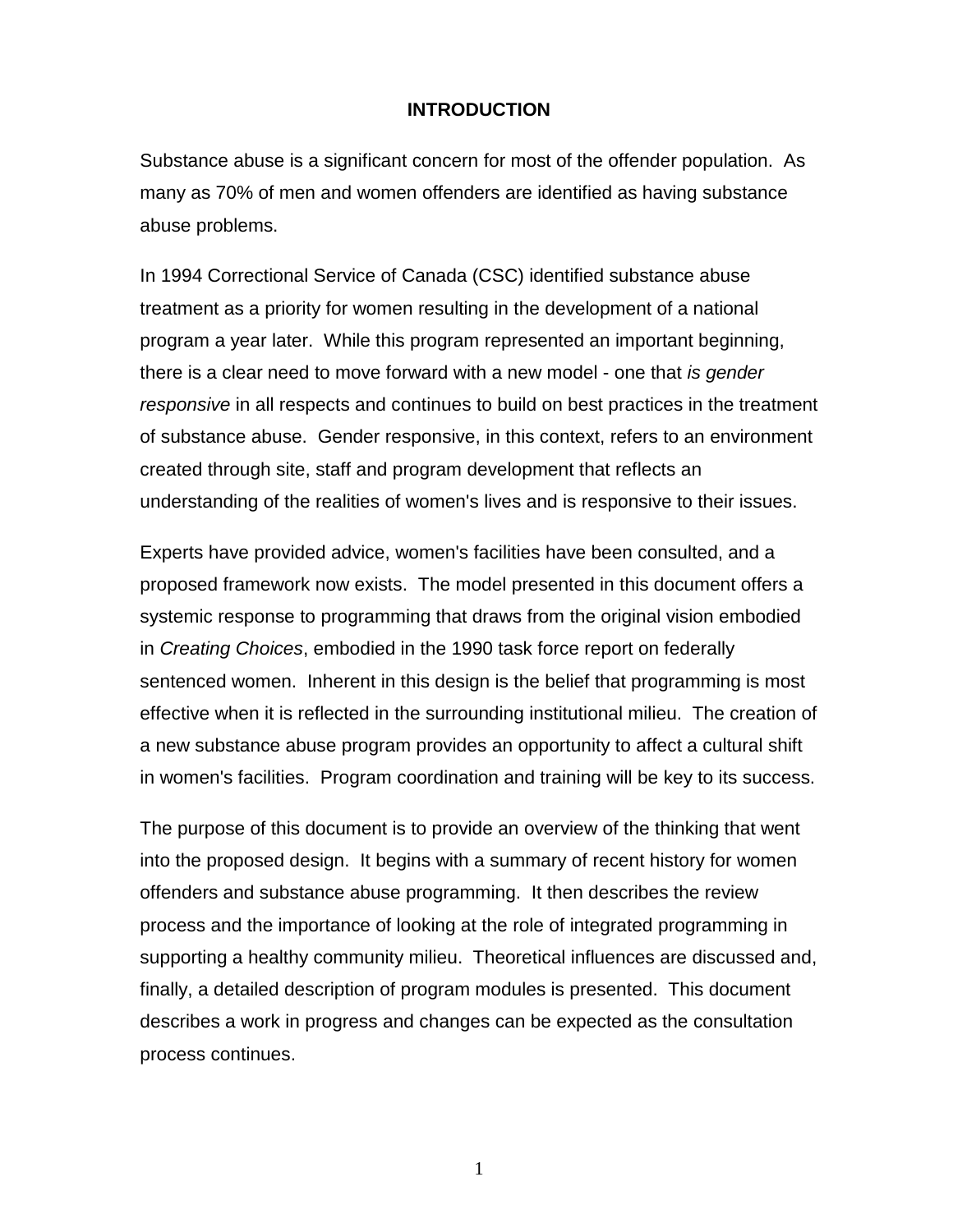# INTRODUCTION

Substance abuse is a significant concern for most of the offender population. As many as 70% of men and women offenders are identified as having substance abuse problems.

In 1994 Correctional Service of Canada (CSC) identified substance abuse treatment as a priority for women resulting in the development of a national program a year later. While this program represented an important beginning, there is a clear need to move forward with a new model - one that *is gender responsive* in all respects and continues to build on best practices in the treatment of substance abuse. Gender responsive, in this context, refers to an environment created through site, staff and program development that reflects an understanding of the realities of women's lives and is responsive to their issues.

Experts have provided advice, women's facilities have been consulted, and a proposed framework now exists. The model presented in this document offers a systemic response to programming that draws from the original vision embodied in *Creating Choices*, embodied in the 1990 task force report on federally sentenced women. Inherent in this design is the belief that programming is most effective when it is reflected in the surrounding institutional milieu. The creation of a new substance abuse program provides an opportunity to affect a cultural shift in women's facilities. Program coordination and training will be key to its success.

The purpose of this document is to provide an overview of the thinking that went into the proposed design. It begins with a summary of recent history for women offenders and substance abuse programming. It then describes the review process and the importance of looking at the role of integrated programming in supporting a healthy community milieu. Theoretical influences are discussed and, finally, a detailed description of program modules is presented. This document describes a work in progress and changes can be expected as the consultation process continues.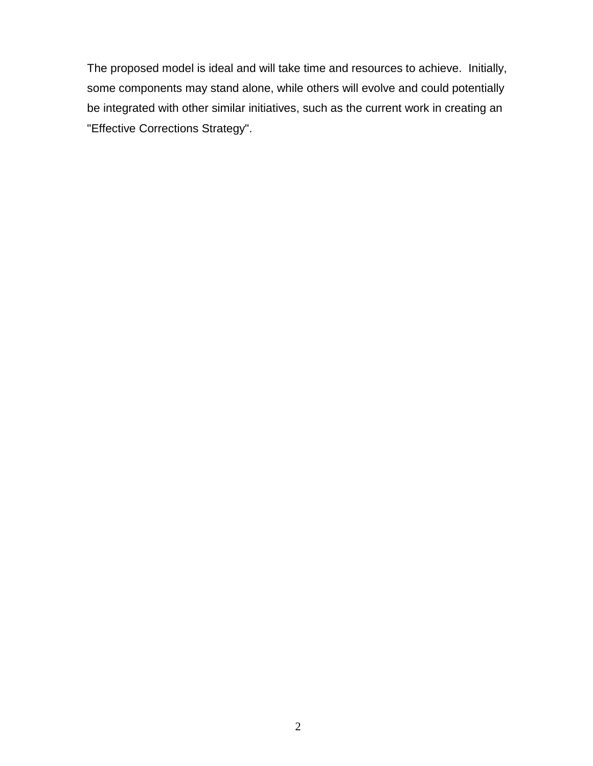The proposed model is ideal and will take time and resources to achieve. Initially, some components may stand alone, while others will evolve and could potentially be integrated with other similar initiatives, such as the current work in creating an "Effective Corrections Strategy".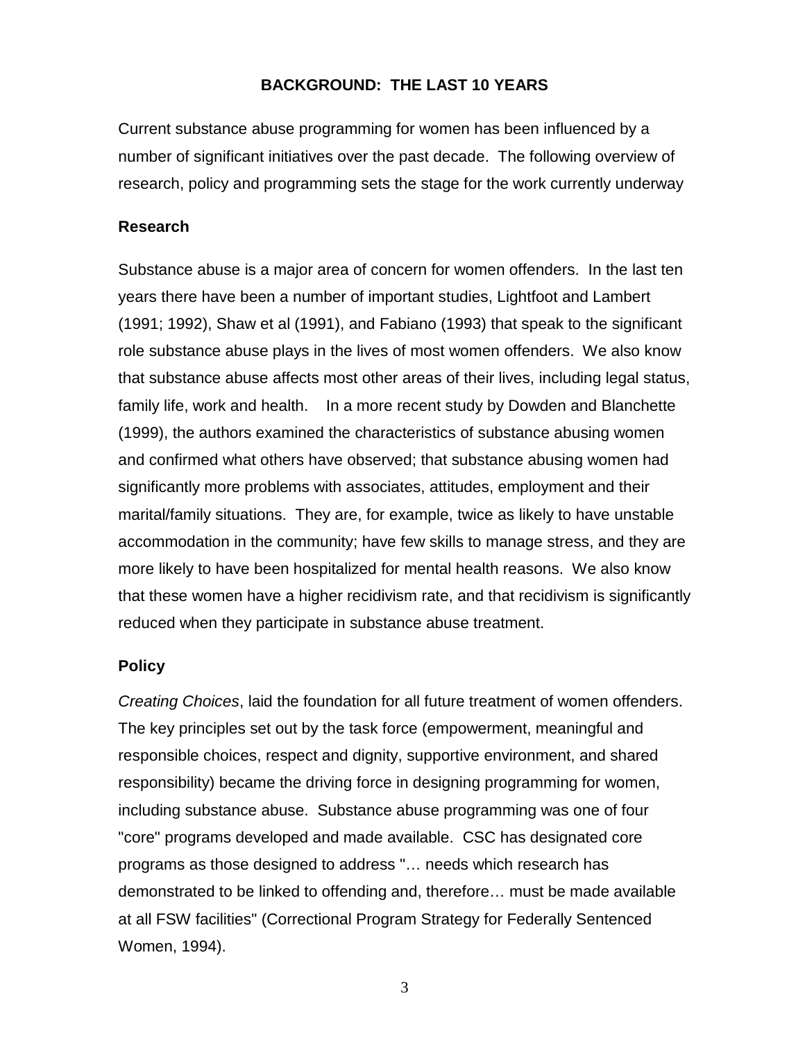## BACKGROUND: THE LAST 10 YEARS

Current substance abuse programming for women has been influenced by a number of significant initiatives over the past decade. The following overview of research, policy and programming sets the stage for the work currently underway

### Research

Substance abuse is a major area of concern for women offenders. In the last ten years there have been a number of important studies, Lightfoot and Lambert (1991; 1992), Shaw et al (1991), and Fabiano (1993) that speak to the significant role substance abuse plays in the lives of most women offenders. We also know that substance abuse affects most other areas of their lives, including legal status, family life, work and health. In a more recent study by Dowden and Blanchette (1999), the authors examined the characteristics of substance abusing women and confirmed what others have observed; that substance abusing women had significantly more problems with associates, attitudes, employment and their marital/family situations. They are, for example, twice as likely to have unstable accommodation in the community; have few skills to manage stress, and they are more likely to have been hospitalized for mental health reasons. We also know that these women have a higher recidivism rate, and that recidivism is significantly reduced when they participate in substance abuse treatment.

### Policy

*Creating Choices*, laid the foundation for all future treatment of women offenders. The key principles set out by the task force (empowerment, meaningful and responsible choices, respect and dignity, supportive environment, and shared responsibility) became the driving force in designing programming for women, including substance abuse. Substance abuse programming was one of four "core" programs developed and made available. CSC has designated core programs as those designed to address "… needs which research has demonstrated to be linked to offending and, therefore… must be made available at all FSW facilities" (Correctional Program Strategy for Federally Sentenced Women, 1994).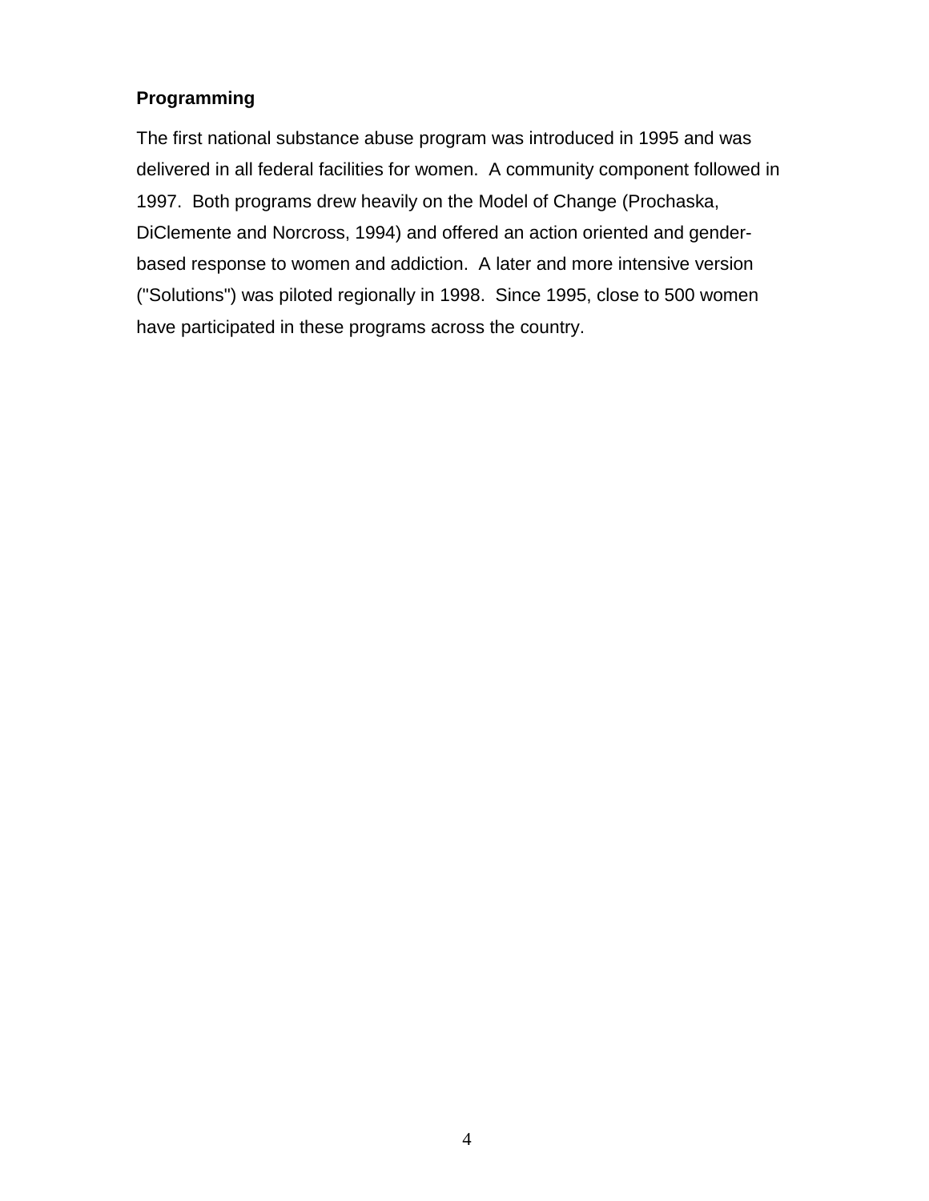## Programming

The first national substance abuse program was introduced in 1995 and was delivered in all federal facilities for women. A community component followed in 1997. Both programs drew heavily on the Model of Change (Prochaska, DiClemente and Norcross, 1994) and offered an action oriented and gender-based response to women and addiction. A later and more intensive version ("Solutions") was piloted regionally in 1998. Since 1995, close to 500 women have participated in these programs across the country.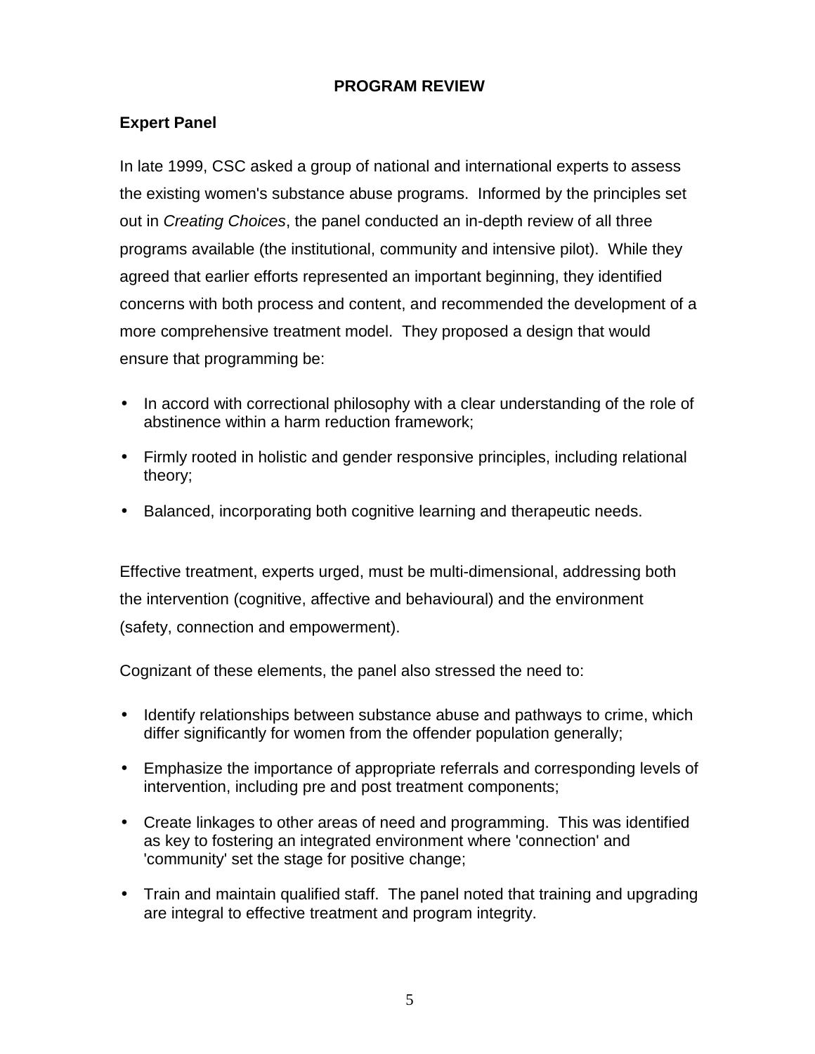## PROGRAM REVIEW

### Expert Panel

In late 1999, CSC asked a group of national and international experts to assess the existing women's substance abuse programs. Informed by the principles set out in *Creating Choices*, the panel conducted an in-depth review of all three programs available (the institutional, community and intensive pilot). While they agreed that earlier efforts represented an important beginning, they identified concerns with both process and content, and recommended the development of a more comprehensive treatment model. They proposed a design that would ensure that programming be:

- In accord with correctional philosophy with a clear understanding of the role of abstinence within a harm reduction framework;
- Firmly rooted in holistic and gender responsive principles, including relational theory;
- Balanced, incorporating both cognitive learning and therapeutic needs.

Effective treatment, experts urged, must be multi-dimensional, addressing both the intervention (cognitive, affective and behavioural) and the environment (safety, connection and empowerment).

Cognizant of these elements, the panel also stressed the need to:

- Identify relationships between substance abuse and pathways to crime, which differ significantly for women from the offender population generally;
- Emphasize the importance of appropriate referrals and corresponding levels of intervention, including pre and post treatment components;
- Create linkages to other areas of need and programming. This was identified as key to fostering an integrated environment where 'connection' and 'community' set the stage for positive change;
- Train and maintain qualified staff. The panel noted that training and upgrading are integral to effective treatment and program integrity.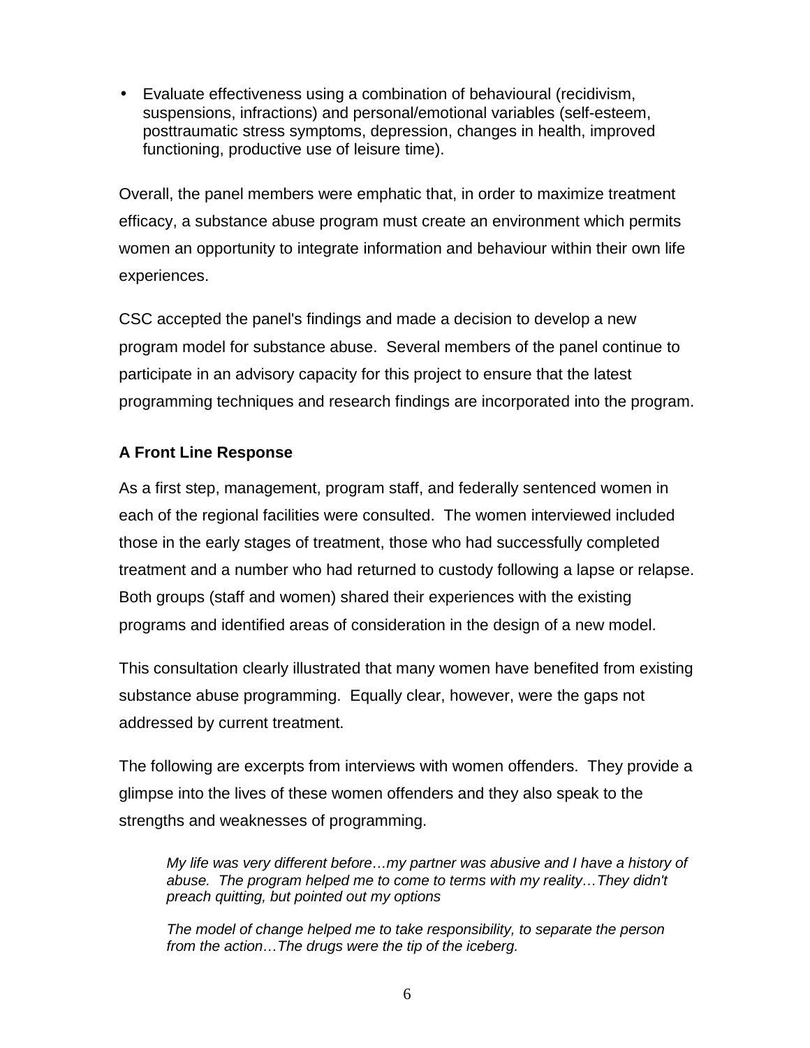- Evaluate effectiveness using a combination of behavioural (recidivism, suspensions, infractions) and personal/emotional variables (self-esteem, posttraumatic stress symptoms, depression, changes in health, improved functioning, productive use of leisure time).

Overall, the panel members were emphatic that, in order to maximize treatment efficacy, a substance abuse program must create an environment which permits women an opportunity to integrate information and behaviour within their own life experiences.

CSC accepted the panel's findings and made a decision to develop a new program model for substance abuse. Several members of the panel continue to participate in an advisory capacity for this project to ensure that the latest programming techniques and research findings are incorporated into the program.

**A Front Line Response**

As a first step, management, program staff, and federally sentenced women in each of the regional facilities were consulted. The women interviewed included those in the early stages of treatment, those who had successfully completed treatment and a number who had returned to custody following a lapse or relapse. Both groups (staff and women) shared their experiences with the existing programs and identified areas of consideration in the design of a new model.

This consultation clearly illustrated that many women have benefited from existing substance abuse programming. Equally clear, however, were the gaps not addressed by current treatment.

The following are excerpts from interviews with women offenders. They provide a glimpse into the lives of these women offenders and they also speak to the strengths and weaknesses of programming.

> *My life was very different before…my partner was abusive and I have a history of abuse. The program helped me to come to terms with my reality…They didn't preach quitting, but pointed out my options*
>
> *The model of change helped me to take responsibility, to separate the person from the action…The drugs were the tip of the iceberg.*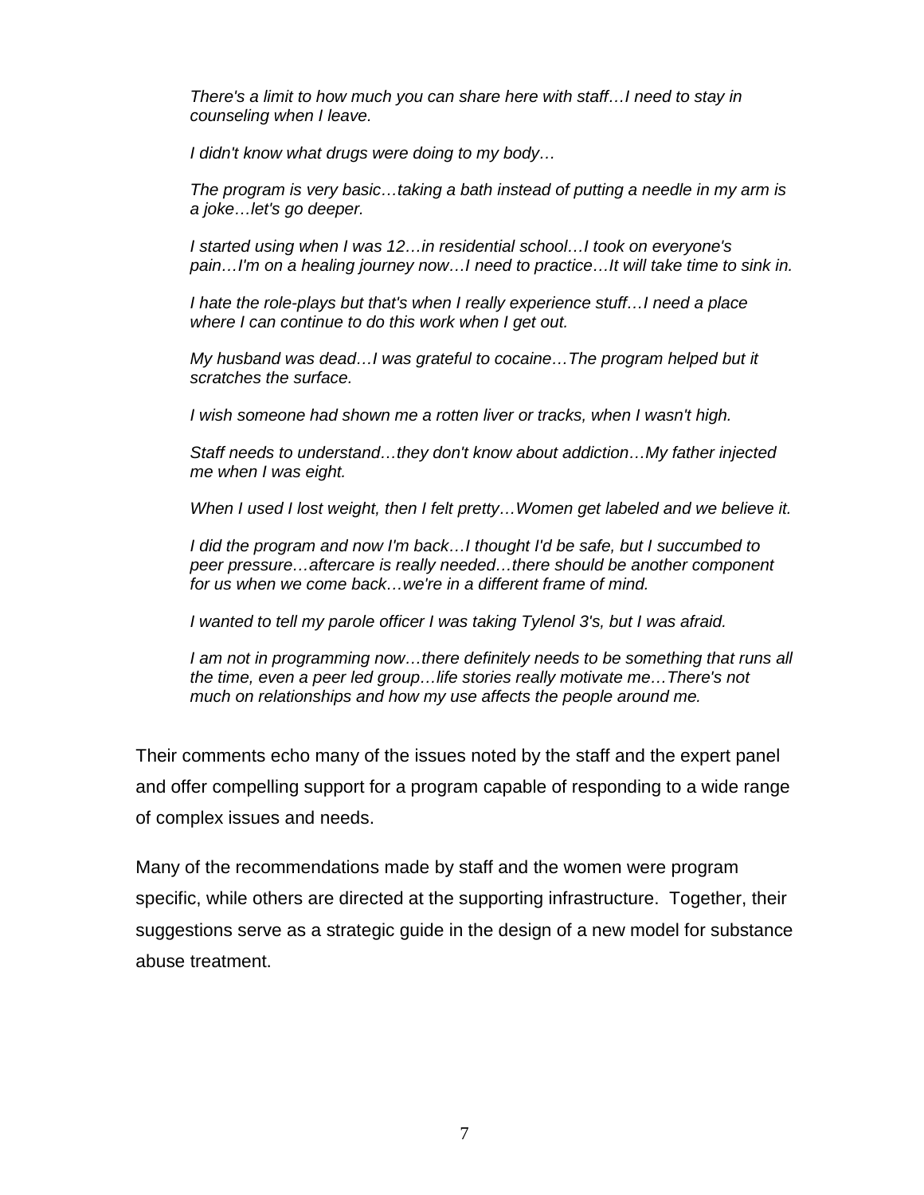*There's a limit to how much you can share here with staff…I need to stay in counseling when I leave.*

*I didn't know what drugs were doing to my body…*

*The program is very basic…taking a bath instead of putting a needle in my arm is a joke…let's go deeper.*

*I started using when I was 12…in residential school…I took on everyone's pain…I'm on a healing journey now…I need to practice…It will take time to sink in.*

*I hate the role-plays but that's when I really experience stuff…I need a place where I can continue to do this work when I get out.*

*My husband was dead…I was grateful to cocaine…The program helped but it scratches the surface.*

*I wish someone had shown me a rotten liver or tracks, when I wasn't high.*

*Staff needs to understand…they don't know about addiction…My father injected me when I was eight.*

*When I used I lost weight, then I felt pretty…Women get labeled and we believe it.*

*I did the program and now I'm back…I thought I'd be safe, but I succumbed to peer pressure…aftercare is really needed…there should be another component for us when we come back…we're in a different frame of mind.*

*I wanted to tell my parole officer I was taking Tylenol 3's, but I was afraid.*

*I am not in programming now…there definitely needs to be something that runs all the time, even a peer led group…life stories really motivate me…There's not much on relationships and how my use affects the people around me.*

Their comments echo many of the issues noted by the staff and the expert panel and offer compelling support for a program capable of responding to a wide range of complex issues and needs.

Many of the recommendations made by staff and the women were program specific, while others are directed at the supporting infrastructure. Together, their suggestions serve as a strategic guide in the design of a new model for substance abuse treatment.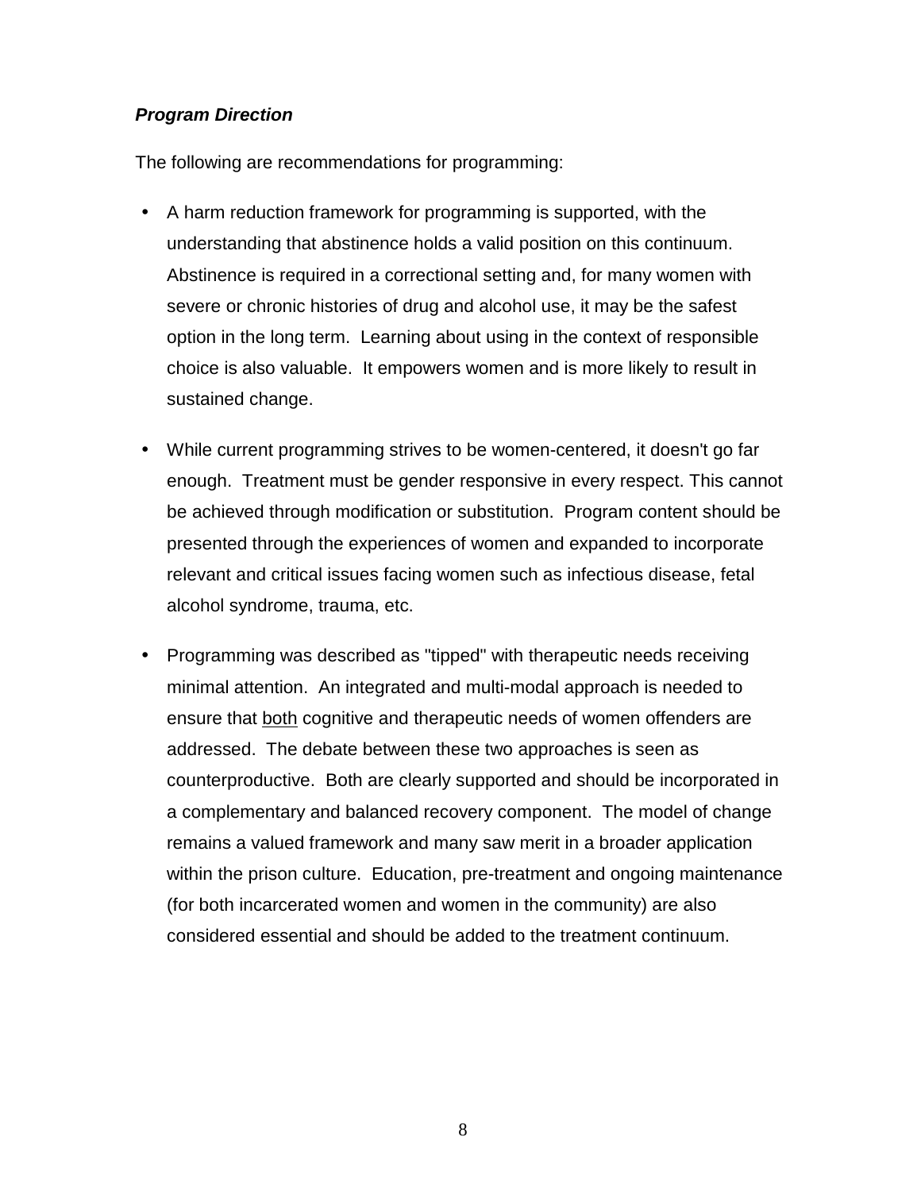***Program Direction***

The following are recommendations for programming:

- A harm reduction framework for programming is supported, with the understanding that abstinence holds a valid position on this continuum. Abstinence is required in a correctional setting and, for many women with severe or chronic histories of drug and alcohol use, it may be the safest option in the long term. Learning about using in the context of responsible choice is also valuable. It empowers women and is more likely to result in sustained change.

- While current programming strives to be women-centered, it doesn't go far enough. Treatment must be gender responsive in every respect. This cannot be achieved through modification or substitution. Program content should be presented through the experiences of women and expanded to incorporate relevant and critical issues facing women such as infectious disease, fetal alcohol syndrome, trauma, etc.

- Programming was described as "tipped" with therapeutic needs receiving minimal attention. An integrated and multi-modal approach is needed to ensure that <u>both</u> cognitive and therapeutic needs of women offenders are addressed. The debate between these two approaches is seen as counterproductive. Both are clearly supported and should be incorporated in a complementary and balanced recovery component. The model of change remains a valued framework and many saw merit in a broader application within the prison culture. Education, pre-treatment and ongoing maintenance (for both incarcerated women and women in the community) are also considered essential and should be added to the treatment continuum.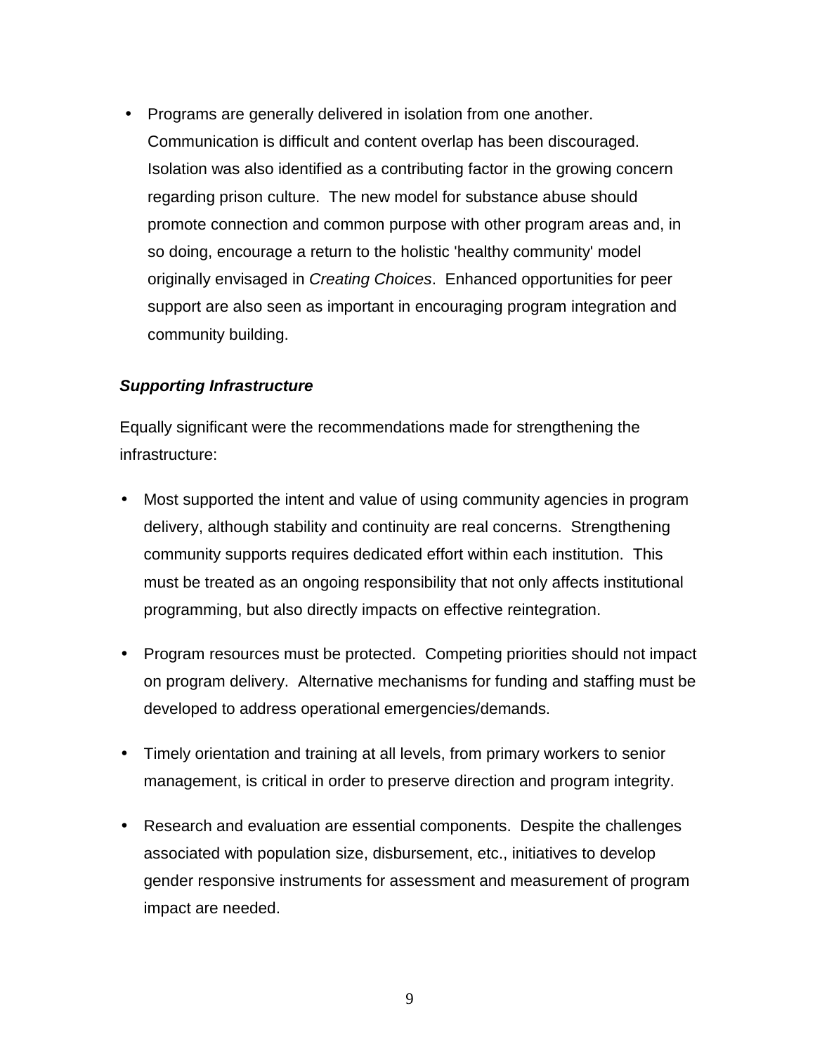- Programs are generally delivered in isolation from one another. Communication is difficult and content overlap has been discouraged. Isolation was also identified as a contributing factor in the growing concern regarding prison culture. The new model for substance abuse should promote connection and common purpose with other program areas and, in so doing, encourage a return to the holistic 'healthy community' model originally envisaged in *Creating Choices*. Enhanced opportunities for peer support are also seen as important in encouraging program integration and community building.

***Supporting Infrastructure***

Equally significant were the recommendations made for strengthening the infrastructure:

- Most supported the intent and value of using community agencies in program delivery, although stability and continuity are real concerns. Strengthening community supports requires dedicated effort within each institution. This must be treated as an ongoing responsibility that not only affects institutional programming, but also directly impacts on effective reintegration.

- Program resources must be protected. Competing priorities should not impact on program delivery. Alternative mechanisms for funding and staffing must be developed to address operational emergencies/demands.

- Timely orientation and training at all levels, from primary workers to senior management, is critical in order to preserve direction and program integrity.

- Research and evaluation are essential components. Despite the challenges associated with population size, disbursement, etc., initiatives to develop gender responsive instruments for assessment and measurement of program impact are needed.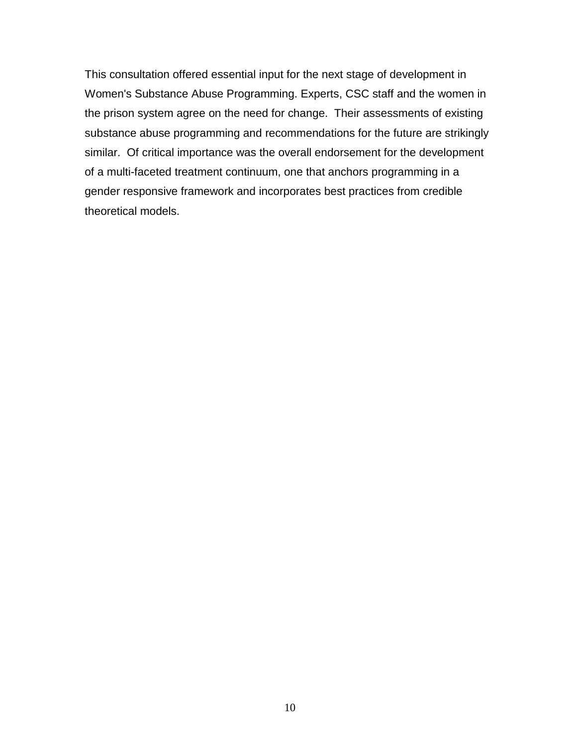This consultation offered essential input for the next stage of development in Women's Substance Abuse Programming. Experts, CSC staff and the women in the prison system agree on the need for change. Their assessments of existing substance abuse programming and recommendations for the future are strikingly similar. Of critical importance was the overall endorsement for the development of a multi-faceted treatment continuum, one that anchors programming in a gender responsive framework and incorporates best practices from credible theoretical models.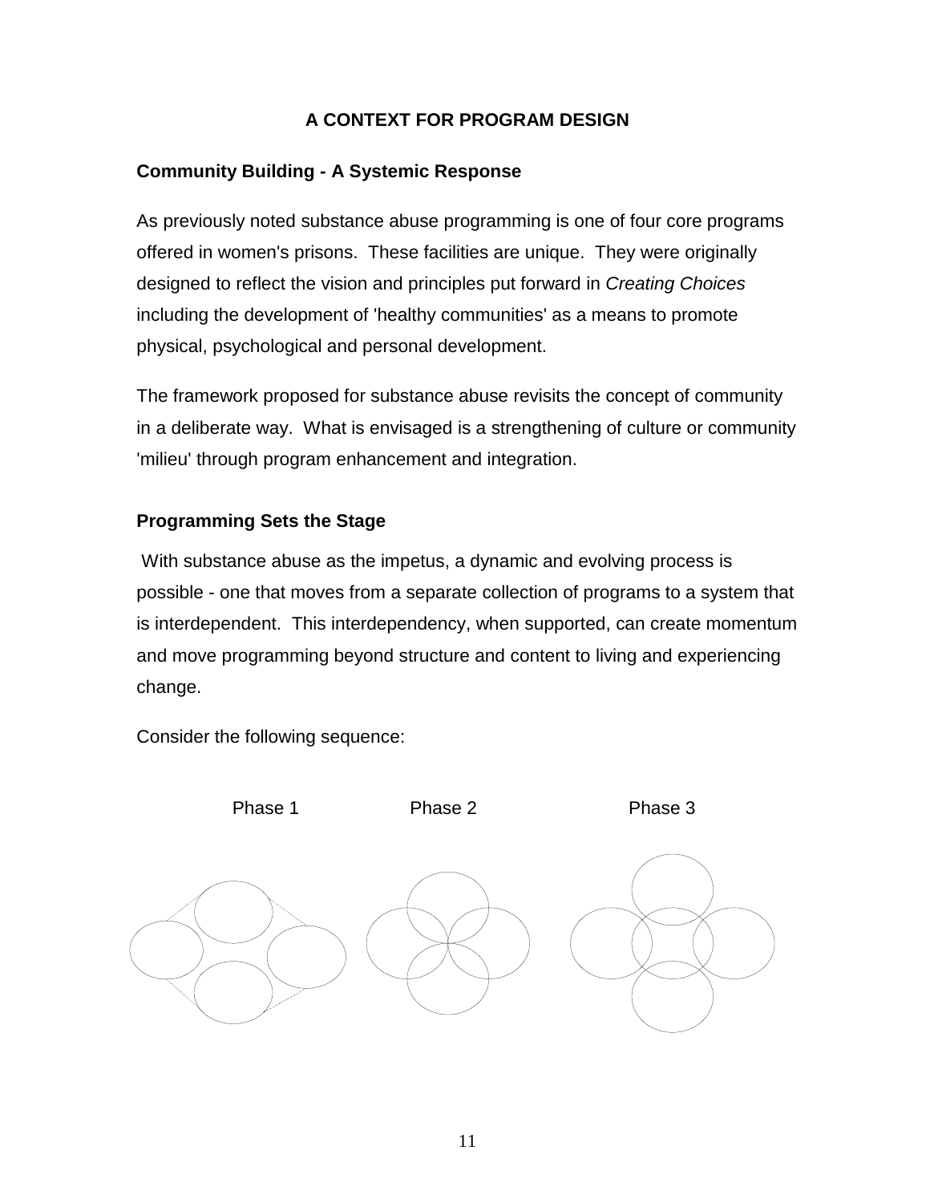# A CONTEXT FOR PROGRAM DESIGN

## Community Building - A Systemic Response

As previously noted substance abuse programming is one of four core programs offered in women's prisons. These facilities are unique. They were originally designed to reflect the vision and principles put forward in *Creating Choices* including the development of 'healthy communities' as a means to promote physical, psychological and personal development.

The framework proposed for substance abuse revisits the concept of community in a deliberate way. What is envisaged is a strengthening of culture or community 'milieu' through program enhancement and integration.

## Programming Sets the Stage

With substance abuse as the impetus, a dynamic and evolving process is possible - one that moves from a separate collection of programs to a system that is interdependent. This interdependency, when supported, can create momentum and move programming beyond structure and content to living and experiencing change.

Consider the following sequence:

Phase 1 &nbsp;&nbsp;&nbsp;&nbsp; Phase 2 &nbsp;&nbsp;&nbsp;&nbsp; Phase 3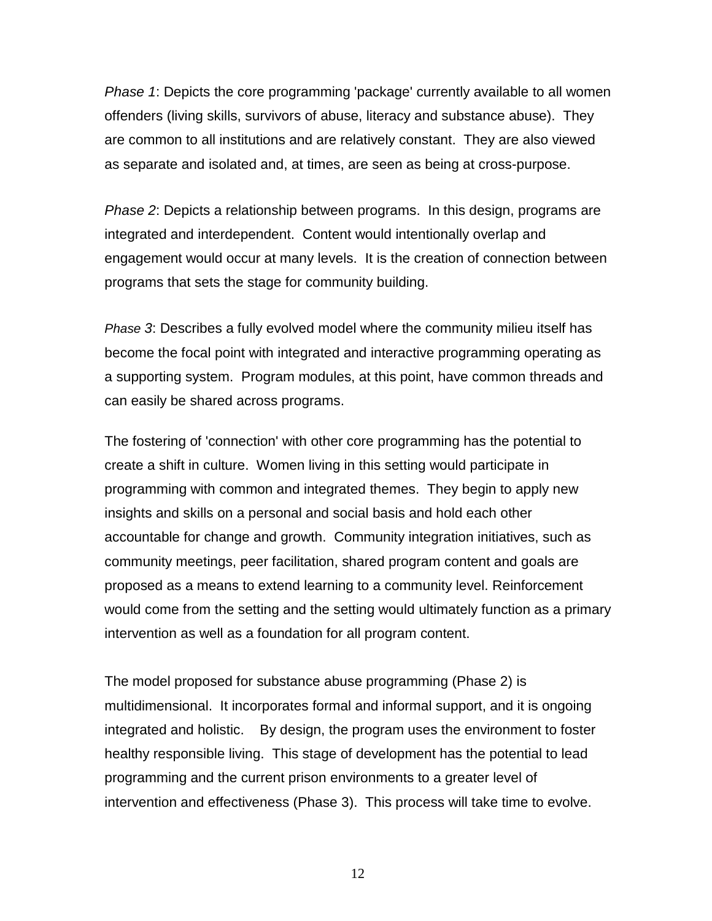*Phase 1*: Depicts the core programming 'package' currently available to all women offenders (living skills, survivors of abuse, literacy and substance abuse). They are common to all institutions and are relatively constant. They are also viewed as separate and isolated and, at times, are seen as being at cross-purpose.

*Phase 2*: Depicts a relationship between programs. In this design, programs are integrated and interdependent. Content would intentionally overlap and engagement would occur at many levels. It is the creation of connection between programs that sets the stage for community building.

*Phase 3*: Describes a fully evolved model where the community milieu itself has become the focal point with integrated and interactive programming operating as a supporting system. Program modules, at this point, have common threads and can easily be shared across programs.

The fostering of 'connection' with other core programming has the potential to create a shift in culture. Women living in this setting would participate in programming with common and integrated themes. They begin to apply new insights and skills on a personal and social basis and hold each other accountable for change and growth. Community integration initiatives, such as community meetings, peer facilitation, shared program content and goals are proposed as a means to extend learning to a community level. Reinforcement would come from the setting and the setting would ultimately function as a primary intervention as well as a foundation for all program content.

The model proposed for substance abuse programming (Phase 2) is multidimensional. It incorporates formal and informal support, and it is ongoing integrated and holistic. By design, the program uses the environment to foster healthy responsible living. This stage of development has the potential to lead programming and the current prison environments to a greater level of intervention and effectiveness (Phase 3). This process will take time to evolve.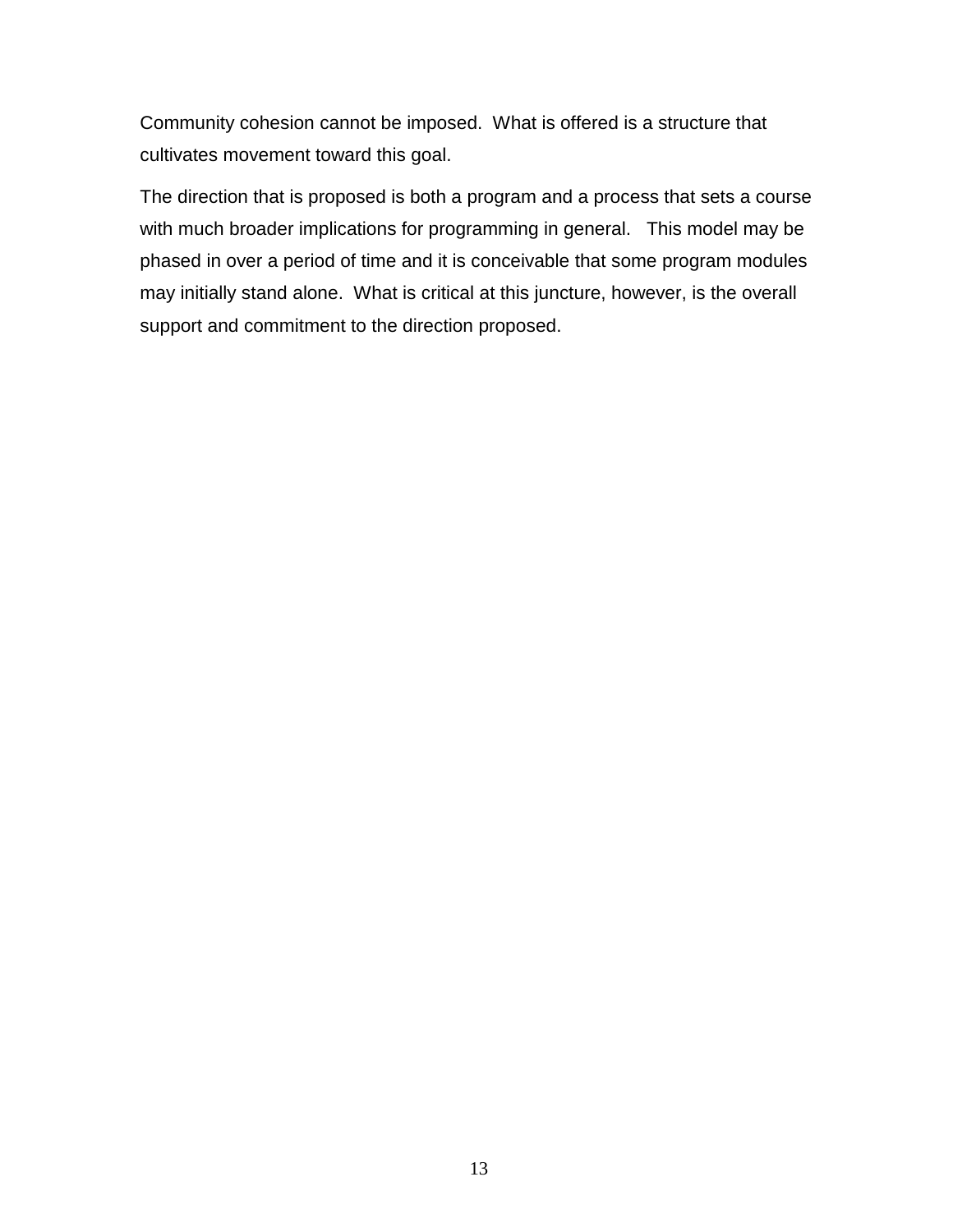Community cohesion cannot be imposed. What is offered is a structure that cultivates movement toward this goal.

The direction that is proposed is both a program and a process that sets a course with much broader implications for programming in general. This model may be phased in over a period of time and it is conceivable that some program modules may initially stand alone. What is critical at this juncture, however, is the overall support and commitment to the direction proposed.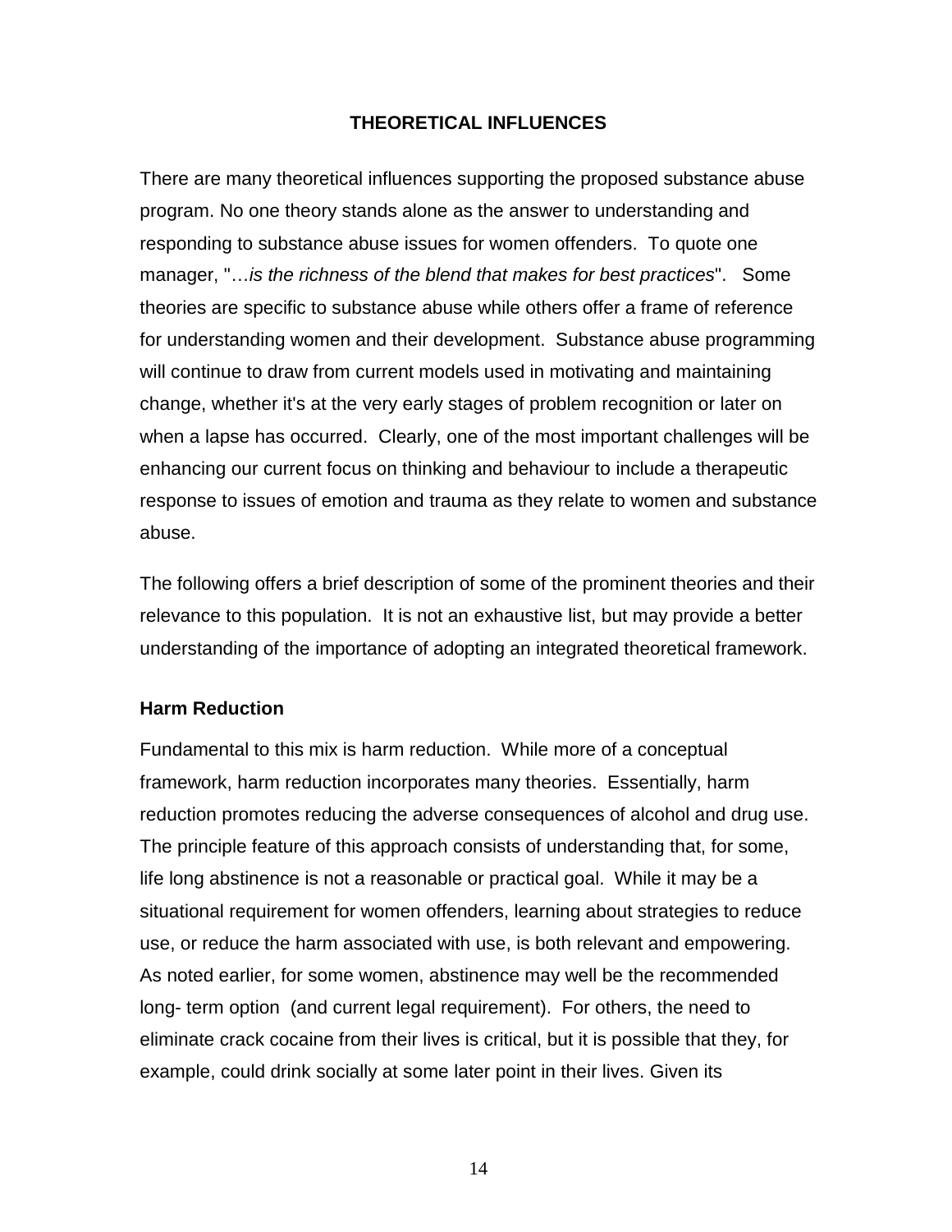## THEORETICAL INFLUENCES

There are many theoretical influences supporting the proposed substance abuse program. No one theory stands alone as the answer to understanding and responding to substance abuse issues for women offenders. To quote one manager, "…*is the richness of the blend that makes for best practices*". Some theories are specific to substance abuse while others offer a frame of reference for understanding women and their development. Substance abuse programming will continue to draw from current models used in motivating and maintaining change, whether it's at the very early stages of problem recognition or later on when a lapse has occurred. Clearly, one of the most important challenges will be enhancing our current focus on thinking and behaviour to include a therapeutic response to issues of emotion and trauma as they relate to women and substance abuse.

The following offers a brief description of some of the prominent theories and their relevance to this population. It is not an exhaustive list, but may provide a better understanding of the importance of adopting an integrated theoretical framework.

### Harm Reduction

Fundamental to this mix is harm reduction. While more of a conceptual framework, harm reduction incorporates many theories. Essentially, harm reduction promotes reducing the adverse consequences of alcohol and drug use. The principle feature of this approach consists of understanding that, for some, life long abstinence is not a reasonable or practical goal. While it may be a situational requirement for women offenders, learning about strategies to reduce use, or reduce the harm associated with use, is both relevant and empowering. As noted earlier, for some women, abstinence may well be the recommended long- term option (and current legal requirement). For others, the need to eliminate crack cocaine from their lives is critical, but it is possible that they, for example, could drink socially at some later point in their lives. Given its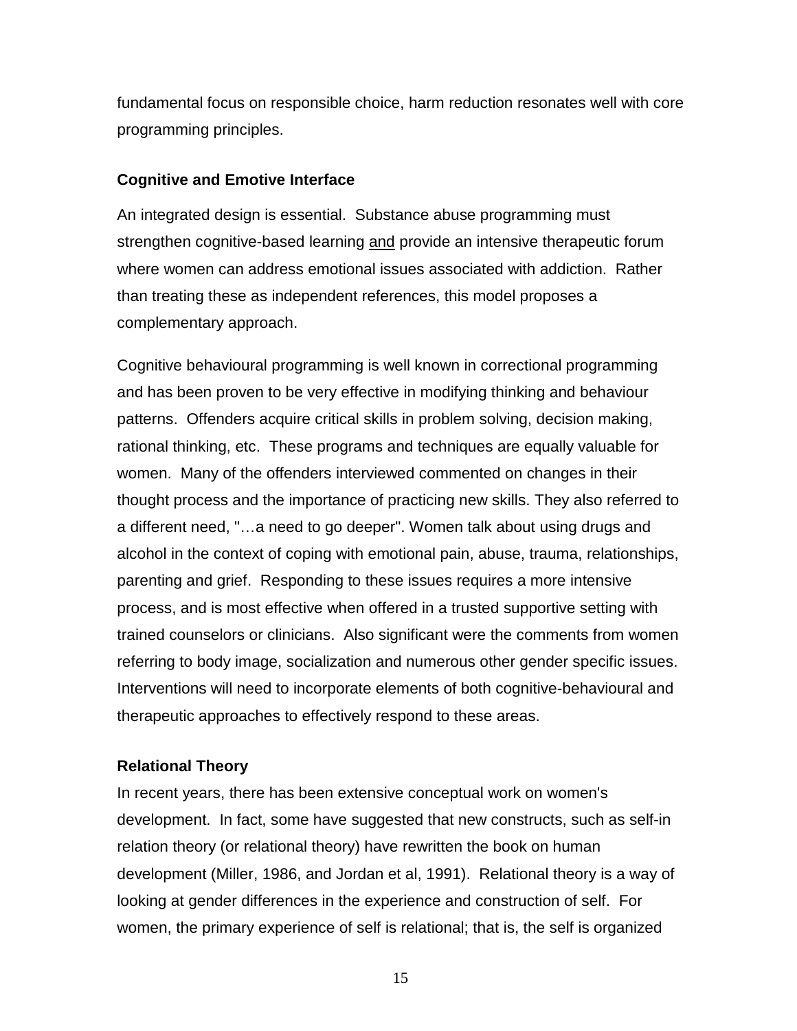fundamental focus on responsible choice, harm reduction resonates well with core programming principles.

### Cognitive and Emotive Interface

An integrated design is essential. Substance abuse programming must strengthen cognitive-based learning <u>and</u> provide an intensive therapeutic forum where women can address emotional issues associated with addiction. Rather than treating these as independent references, this model proposes a complementary approach.

Cognitive behavioural programming is well known in correctional programming and has been proven to be very effective in modifying thinking and behaviour patterns. Offenders acquire critical skills in problem solving, decision making, rational thinking, etc. These programs and techniques are equally valuable for women. Many of the offenders interviewed commented on changes in their thought process and the importance of practicing new skills. They also referred to a different need, "…a need to go deeper". Women talk about using drugs and alcohol in the context of coping with emotional pain, abuse, trauma, relationships, parenting and grief. Responding to these issues requires a more intensive process, and is most effective when offered in a trusted supportive setting with trained counselors or clinicians. Also significant were the comments from women referring to body image, socialization and numerous other gender specific issues. Interventions will need to incorporate elements of both cognitive-behavioural and therapeutic approaches to effectively respond to these areas.

### Relational Theory

In recent years, there has been extensive conceptual work on women's development. In fact, some have suggested that new constructs, such as self-in relation theory (or relational theory) have rewritten the book on human development (Miller, 1986, and Jordan et al, 1991). Relational theory is a way of looking at gender differences in the experience and construction of self. For women, the primary experience of self is relational; that is, the self is organized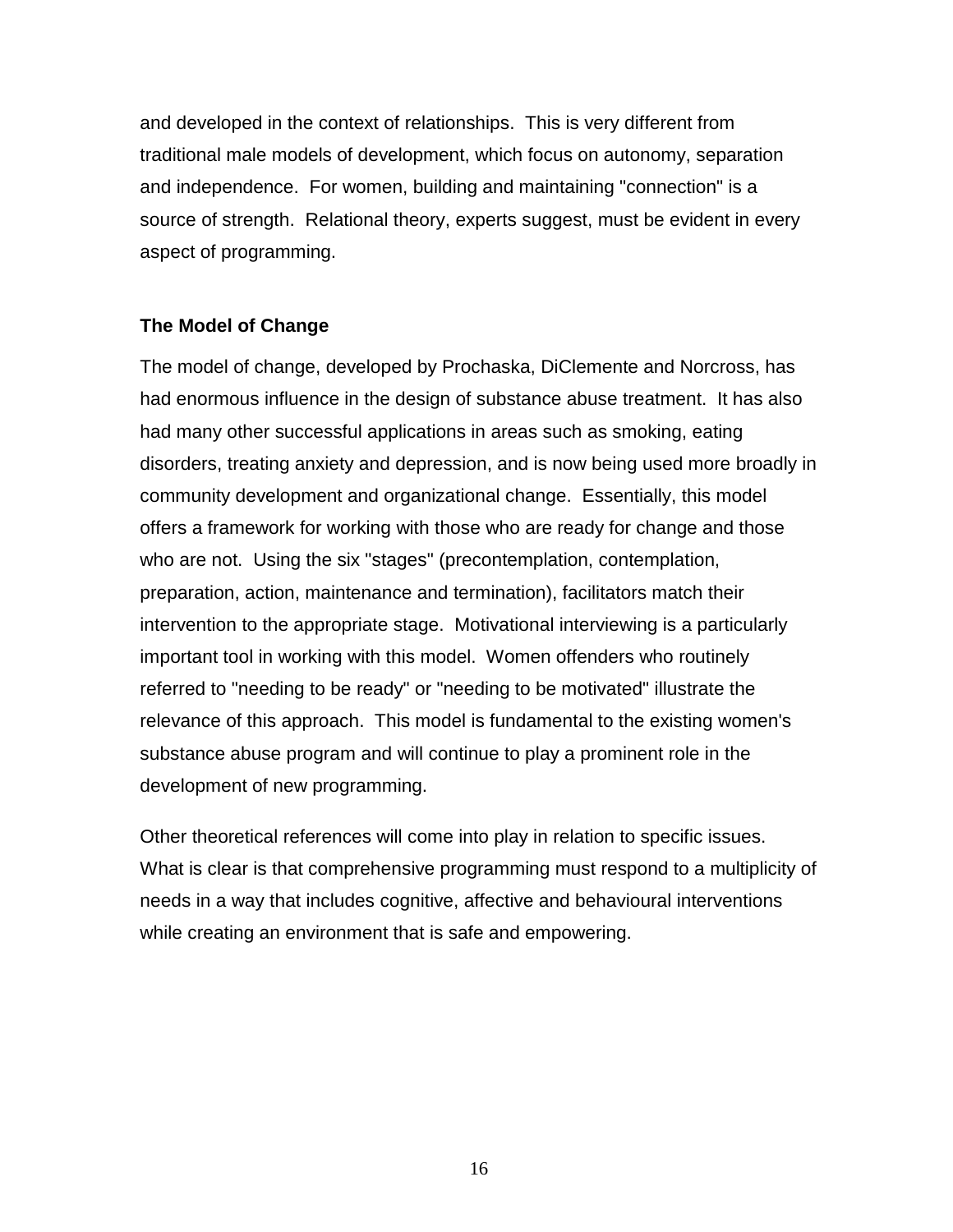and developed in the context of relationships. This is very different from traditional male models of development, which focus on autonomy, separation and independence. For women, building and maintaining "connection" is a source of strength. Relational theory, experts suggest, must be evident in every aspect of programming.

### The Model of Change

The model of change, developed by Prochaska, DiClemente and Norcross, has had enormous influence in the design of substance abuse treatment. It has also had many other successful applications in areas such as smoking, eating disorders, treating anxiety and depression, and is now being used more broadly in community development and organizational change. Essentially, this model offers a framework for working with those who are ready for change and those who are not. Using the six "stages" (precontemplation, contemplation, preparation, action, maintenance and termination), facilitators match their intervention to the appropriate stage. Motivational interviewing is a particularly important tool in working with this model. Women offenders who routinely referred to "needing to be ready" or "needing to be motivated" illustrate the relevance of this approach. This model is fundamental to the existing women's substance abuse program and will continue to play a prominent role in the development of new programming.

Other theoretical references will come into play in relation to specific issues. What is clear is that comprehensive programming must respond to a multiplicity of needs in a way that includes cognitive, affective and behavioural interventions while creating an environment that is safe and empowering.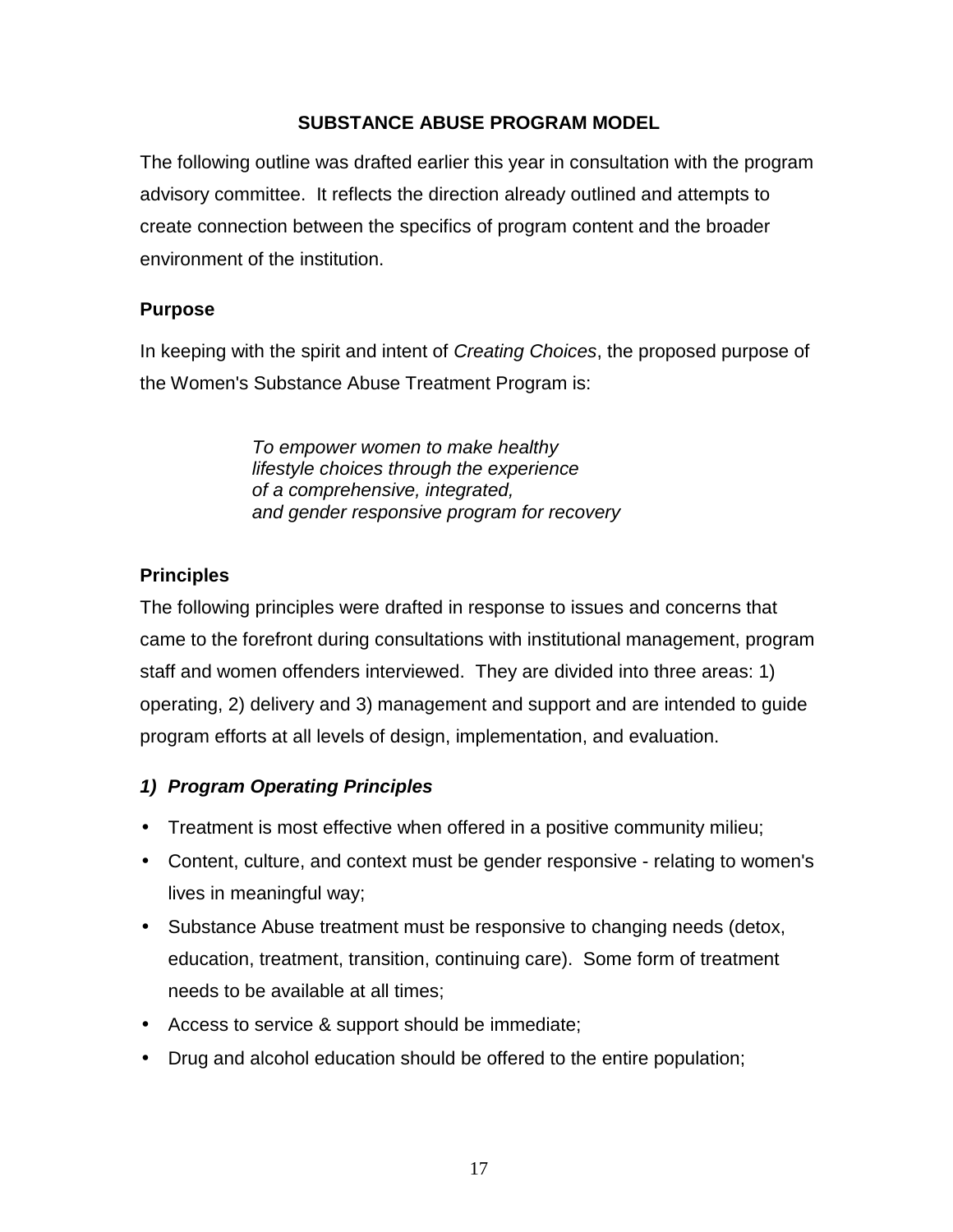## SUBSTANCE ABUSE PROGRAM MODEL

The following outline was drafted earlier this year in consultation with the program advisory committee. It reflects the direction already outlined and attempts to create connection between the specifics of program content and the broader environment of the institution.

### Purpose

In keeping with the spirit and intent of *Creating Choices*, the proposed purpose of the Women's Substance Abuse Treatment Program is:

> *To empower women to make healthy lifestyle choices through the experience of a comprehensive, integrated, and gender responsive program for recovery*

### Principles

The following principles were drafted in response to issues and concerns that came to the forefront during consultations with institutional management, program staff and women offenders interviewed. They are divided into three areas: 1) operating, 2) delivery and 3) management and support and are intended to guide program efforts at all levels of design, implementation, and evaluation.

#### *1) Program Operating Principles*

- Treatment is most effective when offered in a positive community milieu;
- Content, culture, and context must be gender responsive - relating to women's lives in meaningful way;
- Substance Abuse treatment must be responsive to changing needs (detox, education, treatment, transition, continuing care). Some form of treatment needs to be available at all times;
- Access to service & support should be immediate;
- Drug and alcohol education should be offered to the entire population;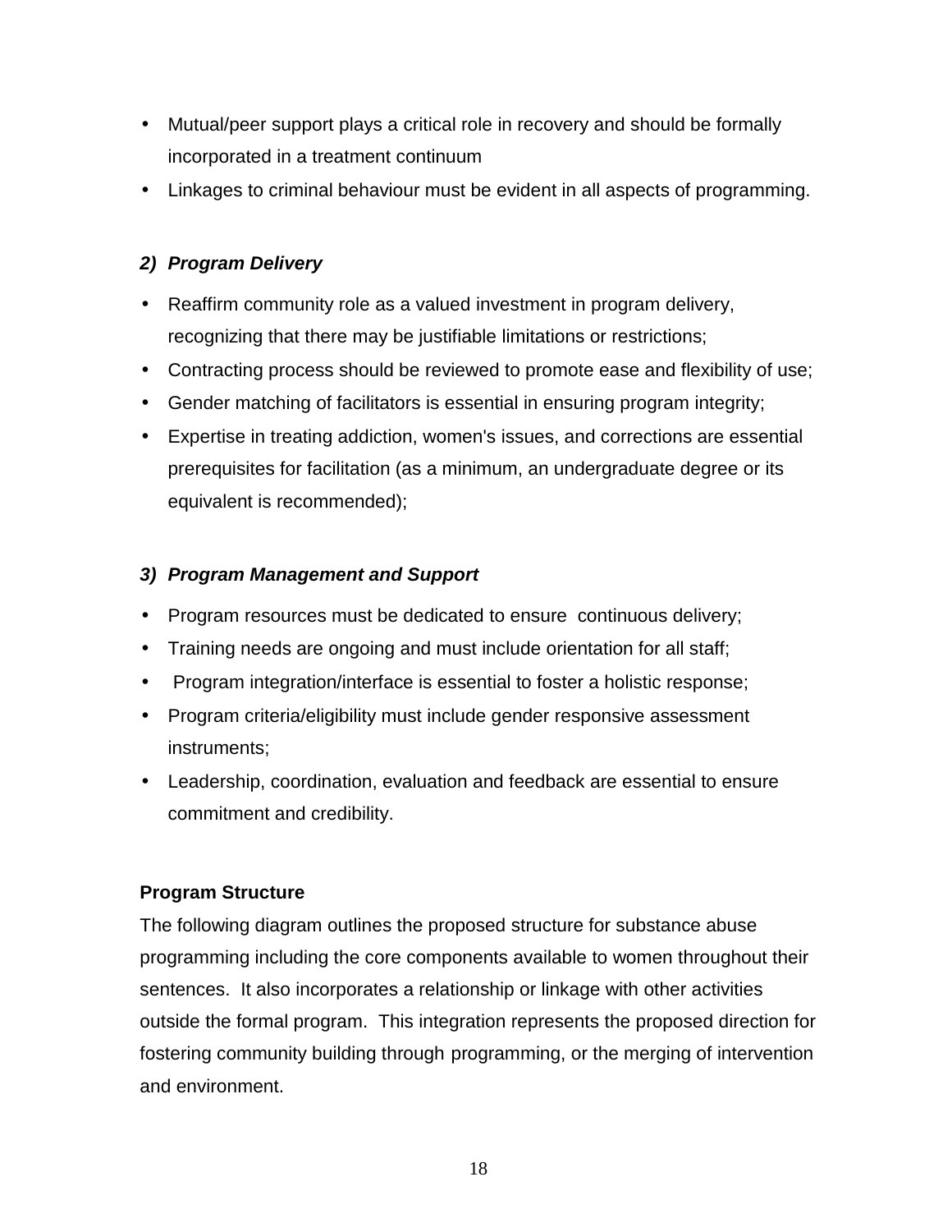- Mutual/peer support plays a critical role in recovery and should be formally incorporated in a treatment continuum
- Linkages to criminal behaviour must be evident in all aspects of programming.

***2) Program Delivery***

- Reaffirm community role as a valued investment in program delivery, recognizing that there may be justifiable limitations or restrictions;
- Contracting process should be reviewed to promote ease and flexibility of use;
- Gender matching of facilitators is essential in ensuring program integrity;
- Expertise in treating addiction, women's issues, and corrections are essential prerequisites for facilitation (as a minimum, an undergraduate degree or its equivalent is recommended);

***3) Program Management and Support***

- Program resources must be dedicated to ensure continuous delivery;
- Training needs are ongoing and must include orientation for all staff;
- Program integration/interface is essential to foster a holistic response;
- Program criteria/eligibility must include gender responsive assessment instruments;
- Leadership, coordination, evaluation and feedback are essential to ensure commitment and credibility.

**Program Structure**

The following diagram outlines the proposed structure for substance abuse programming including the core components available to women throughout their sentences. It also incorporates a relationship or linkage with other activities outside the formal program. This integration represents the proposed direction for fostering community building through programming, or the merging of intervention and environment.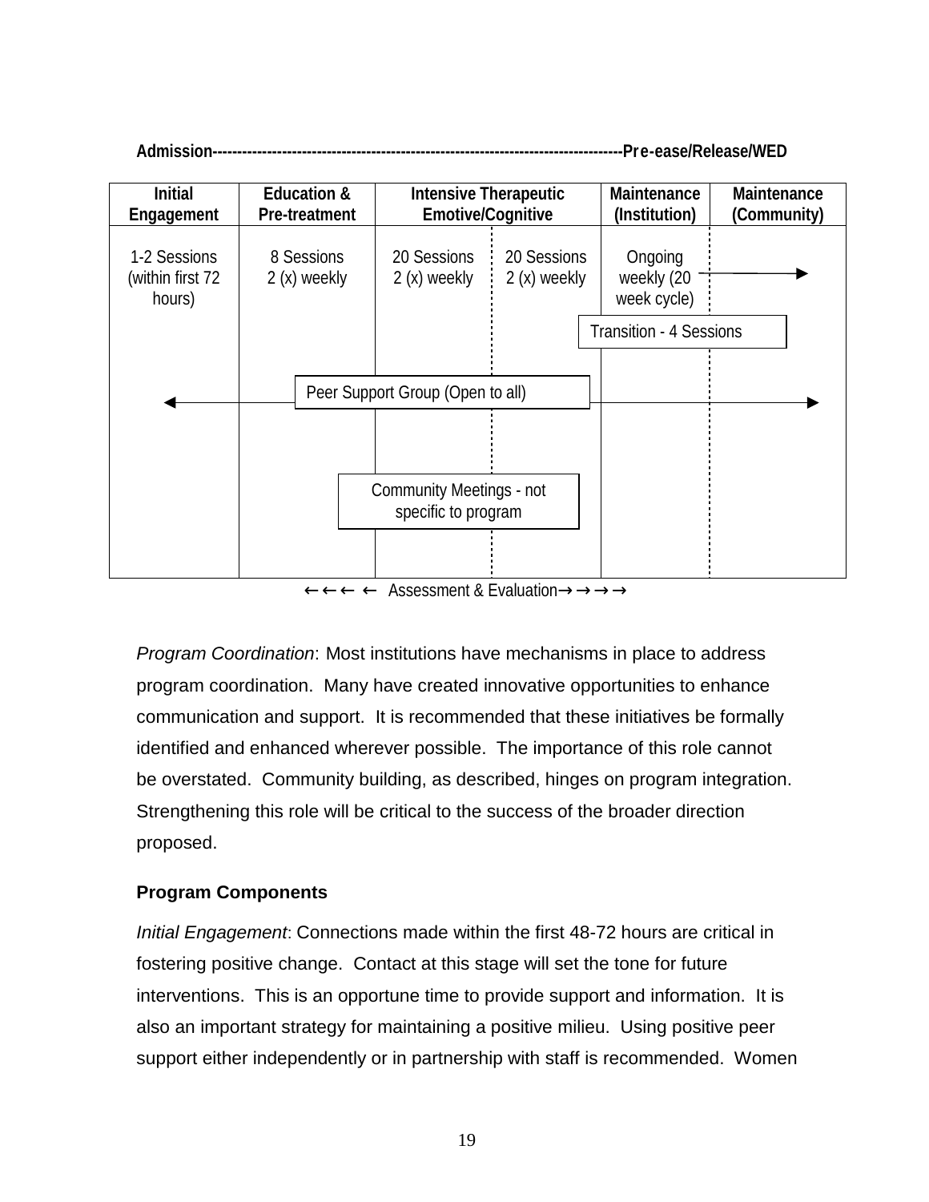**Admission---------------------------------------------------------------------------------Pre-ease/Release/WED**

| Initial Engagement | Education & Pre-treatment | Intensive Therapeutic Emotive/Cognitive | | Maintenance (Institution) | Maintenance (Community) |
|---|---|---|---|---|---|
| 1-2 Sessions (within first 72 hours) | 8 Sessions 2 (x) weekly | 20 Sessions 2 (x) weekly | 20 Sessions 2 (x) weekly | Ongoing weekly (20 week cycle) → | → |
| | | | | Transition - 4 Sessions | |
| ← Peer Support Group (Open to all) | | | | | → |
| | Community Meetings - not specific to program | | | | |

←←← ← Assessment & Evaluation→→→→

*Program Coordination*: Most institutions have mechanisms in place to address program coordination. Many have created innovative opportunities to enhance communication and support. It is recommended that these initiatives be formally identified and enhanced wherever possible. The importance of this role cannot be overstated. Community building, as described, hinges on program integration. Strengthening this role will be critical to the success of the broader direction proposed.

### Program Components

*Initial Engagement*: Connections made within the first 48-72 hours are critical in fostering positive change. Contact at this stage will set the tone for future interventions. This is an opportune time to provide support and information. It is also an important strategy for maintaining a positive milieu. Using positive peer support either independently or in partnership with staff is recommended. Women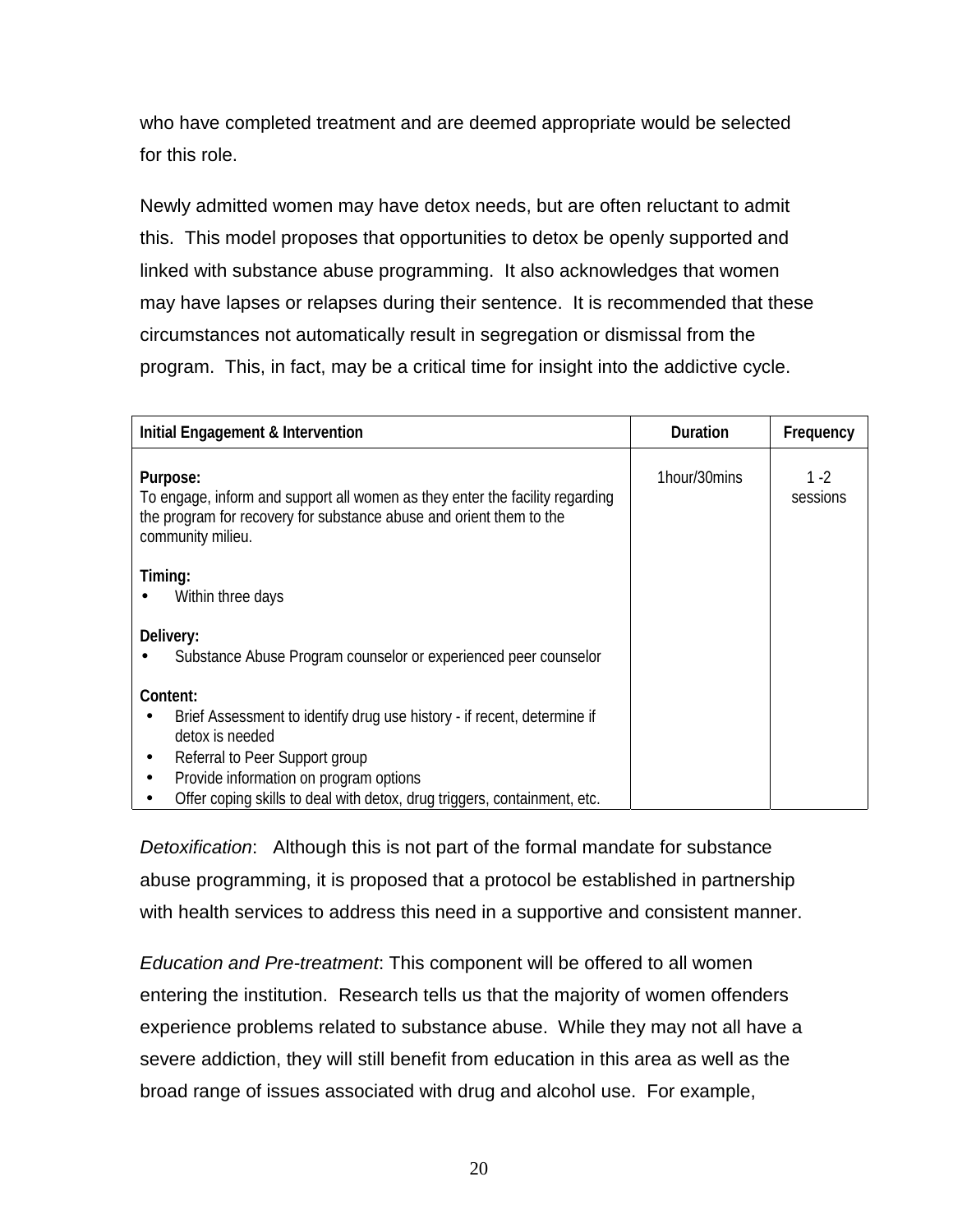who have completed treatment and are deemed appropriate would be selected for this role.

Newly admitted women may have detox needs, but are often reluctant to admit this.  This model proposes that opportunities to detox be openly supported and linked with substance abuse programming.  It also acknowledges that women may have lapses or relapses during their sentence.  It is recommended that these circumstances not automatically result in segregation or dismissal from the program.  This, in fact, may be a critical time for insight into the addictive cycle.

| Initial Engagement & Intervention | Duration | Frequency |
|---|---|---|
| **Purpose:**<br>To engage, inform and support all women as they enter the facility regarding the program for recovery for substance abuse and orient them to the community milieu.<br><br>**Timing:**<br>• Within three days<br><br>**Delivery:**<br>• Substance Abuse Program counselor or experienced peer counselor<br><br>**Content:**<br>• Brief Assessment to identify drug use history - if recent, determine if detox is needed<br>• Referral to Peer Support group<br>• Provide information on program options<br>• Offer coping skills to deal with detox, drug triggers, containment, etc. | 1hour/30mins | 1 -2 sessions |

*Detoxification*:   Although this is not part of the formal mandate for substance abuse programming, it is proposed that a protocol be established in partnership with health services to address this need in a supportive and consistent manner.

*Education and Pre-treatment*: This component will be offered to all women entering the institution.  Research tells us that the majority of women offenders experience problems related to substance abuse.  While they may not all have a severe addiction, they will still benefit from education in this area as well as the broad range of issues associated with drug and alcohol use.  For example,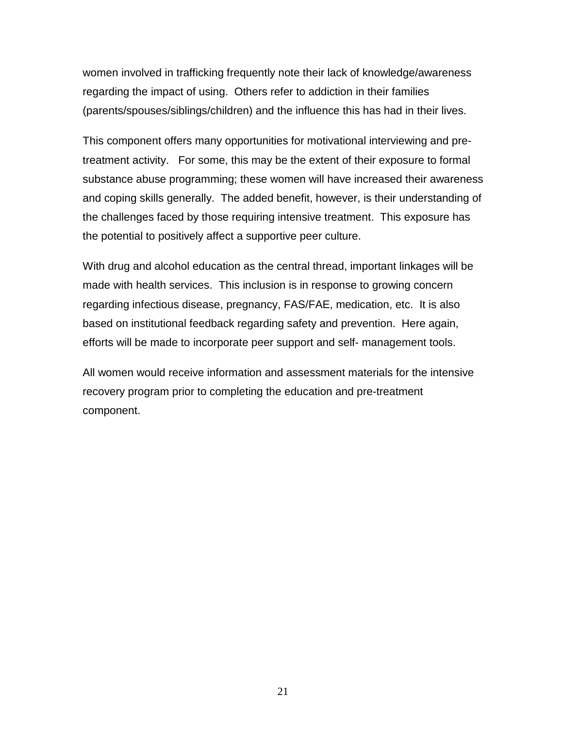women involved in trafficking frequently note their lack of knowledge/awareness regarding the impact of using. Others refer to addiction in their families (parents/spouses/siblings/children) and the influence this has had in their lives.

This component offers many opportunities for motivational interviewing and pre-treatment activity. For some, this may be the extent of their exposure to formal substance abuse programming; these women will have increased their awareness and coping skills generally. The added benefit, however, is their understanding of the challenges faced by those requiring intensive treatment. This exposure has the potential to positively affect a supportive peer culture.

With drug and alcohol education as the central thread, important linkages will be made with health services. This inclusion is in response to growing concern regarding infectious disease, pregnancy, FAS/FAE, medication, etc. It is also based on institutional feedback regarding safety and prevention. Here again, efforts will be made to incorporate peer support and self- management tools.

All women would receive information and assessment materials for the intensive recovery program prior to completing the education and pre-treatment component.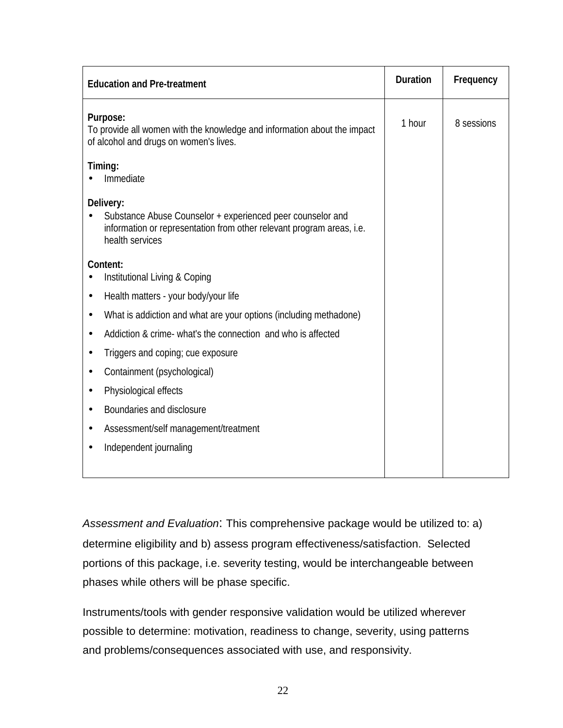| Education and Pre-treatment | Duration | Frequency |
|---|---|---|
| **Purpose:**<br>To provide all women with the knowledge and information about the impact of alcohol and drugs on women's lives.<br><br>**Timing:**<br>• Immediate<br><br>**Delivery:**<br>• Substance Abuse Counselor + experienced peer counselor and information or representation from other relevant program areas, i.e. health services<br><br>**Content:**<br>• Institutional Living & Coping<br>• Health matters - your body/your life<br>• What is addiction and what are your options (including methadone)<br>• Addiction & crime- what's the connection and who is affected<br>• Triggers and coping; cue exposure<br>• Containment (psychological)<br>• Physiological effects<br>• Boundaries and disclosure<br>• Assessment/self management/treatment<br>• Independent journaling | 1 hour | 8 sessions |

*Assessment and Evaluation*: This comprehensive package would be utilized to: a) determine eligibility and b) assess program effectiveness/satisfaction. Selected portions of this package, i.e. severity testing, would be interchangeable between phases while others will be phase specific.

Instruments/tools with gender responsive validation would be utilized wherever possible to determine: motivation, readiness to change, severity, using patterns and problems/consequences associated with use, and responsivity.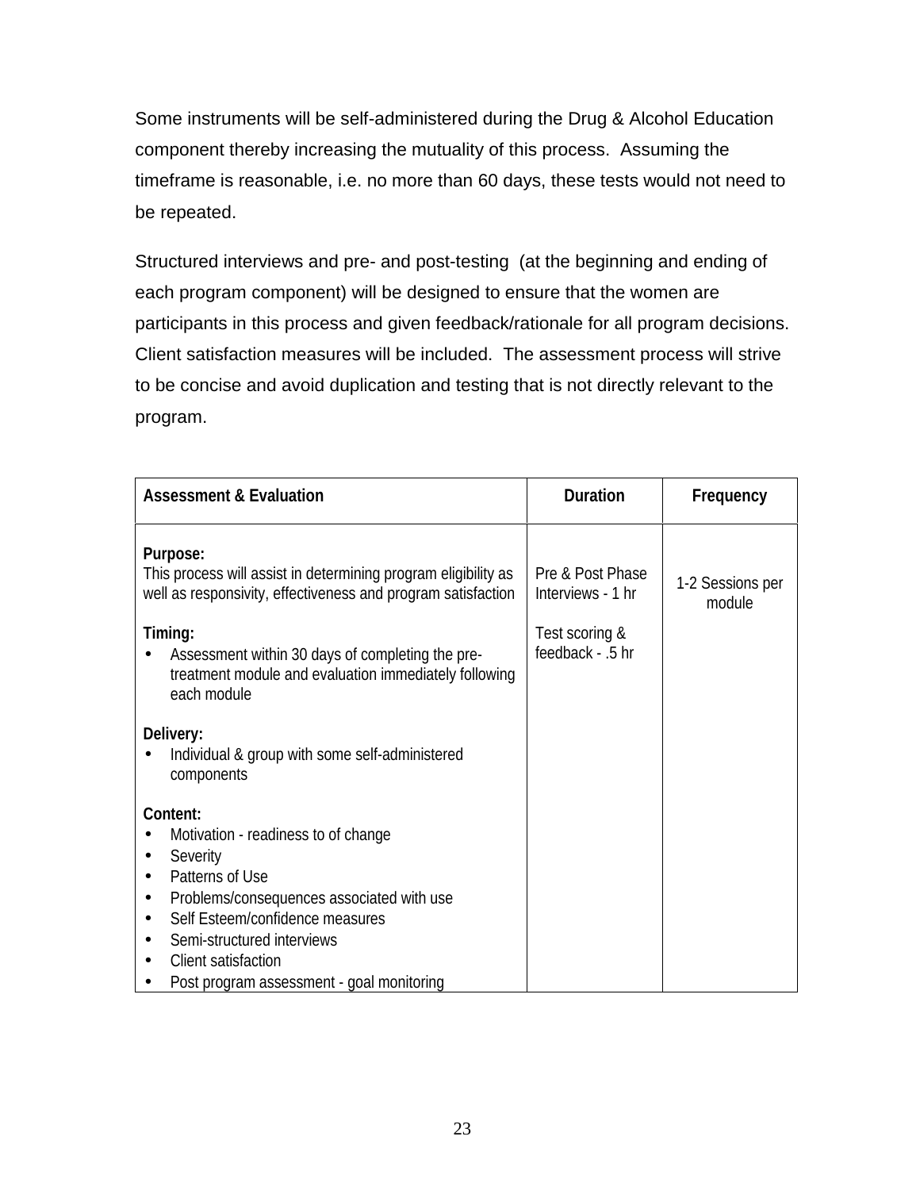Some instruments will be self-administered during the Drug & Alcohol Education component thereby increasing the mutuality of this process. Assuming the timeframe is reasonable, i.e. no more than 60 days, these tests would not need to be repeated.

Structured interviews and pre- and post-testing (at the beginning and ending of each program component) will be designed to ensure that the women are participants in this process and given feedback/rationale for all program decisions. Client satisfaction measures will be included. The assessment process will strive to be concise and avoid duplication and testing that is not directly relevant to the program.

| Assessment & Evaluation | Duration | Frequency |
|---|---|---|
| **Purpose:**<br>This process will assist in determining program eligibility as well as responsivity, effectiveness and program satisfaction<br><br>**Timing:**<br>• Assessment within 30 days of completing the pre-treatment module and evaluation immediately following each module<br><br>**Delivery:**<br>• Individual & group with some self-administered components<br><br>**Content:**<br>• Motivation - readiness to of change<br>• Severity<br>• Patterns of Use<br>• Problems/consequences associated with use<br>• Self Esteem/confidence measures<br>• Semi-structured interviews<br>• Client satisfaction<br>• Post program assessment - goal monitoring | Pre & Post Phase Interviews - 1 hr<br><br>Test scoring & feedback - .5 hr | 1-2 Sessions per module |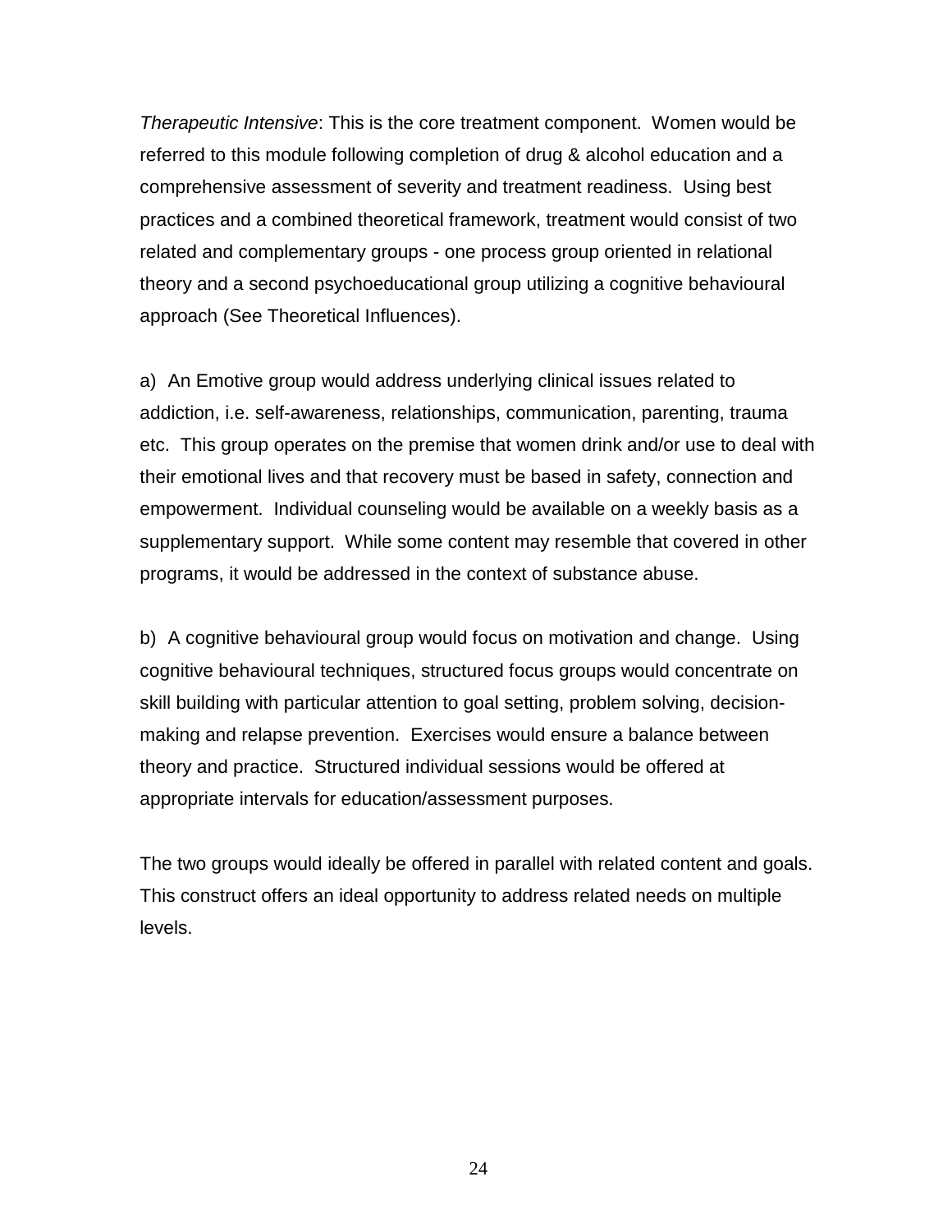*Therapeutic Intensive*: This is the core treatment component. Women would be referred to this module following completion of drug & alcohol education and a comprehensive assessment of severity and treatment readiness. Using best practices and a combined theoretical framework, treatment would consist of two related and complementary groups - one process group oriented in relational theory and a second psychoeducational group utilizing a cognitive behavioural approach (See Theoretical Influences).

a) An Emotive group would address underlying clinical issues related to addiction, i.e. self-awareness, relationships, communication, parenting, trauma etc. This group operates on the premise that women drink and/or use to deal with their emotional lives and that recovery must be based in safety, connection and empowerment. Individual counseling would be available on a weekly basis as a supplementary support. While some content may resemble that covered in other programs, it would be addressed in the context of substance abuse.

b) A cognitive behavioural group would focus on motivation and change. Using cognitive behavioural techniques, structured focus groups would concentrate on skill building with particular attention to goal setting, problem solving, decision-making and relapse prevention. Exercises would ensure a balance between theory and practice. Structured individual sessions would be offered at appropriate intervals for education/assessment purposes.

The two groups would ideally be offered in parallel with related content and goals. This construct offers an ideal opportunity to address related needs on multiple levels.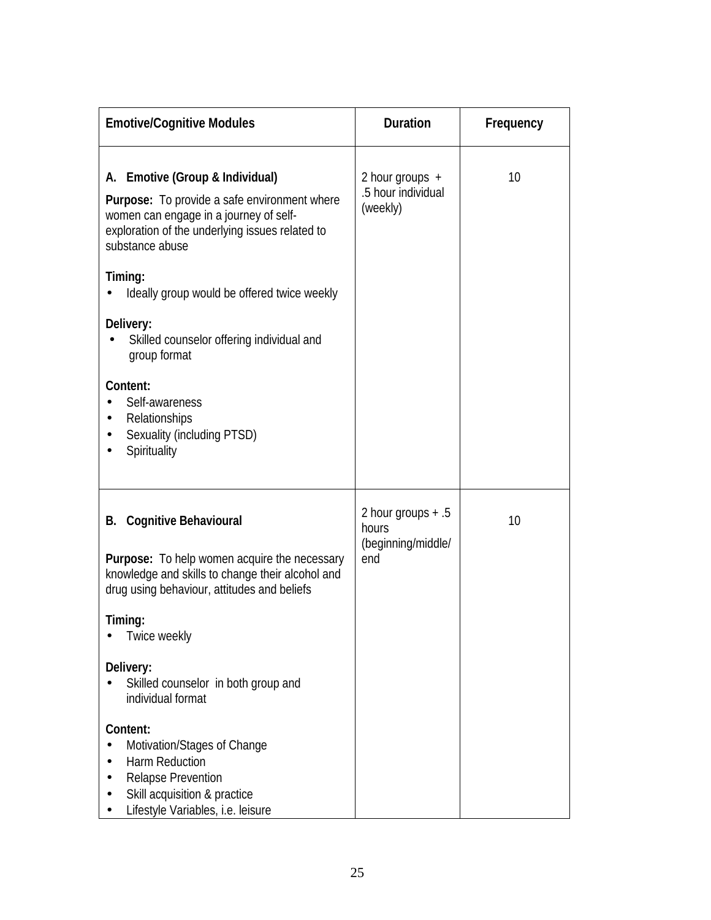| Emotive/Cognitive Modules | Duration | Frequency |
|---|---|---|
| **A. Emotive (Group & Individual)**<br><br>**Purpose:** To provide a safe environment where women can engage in a journey of self-exploration of the underlying issues related to substance abuse<br><br>**Timing:**<br>• Ideally group would be offered twice weekly<br><br>**Delivery:**<br>• Skilled counselor offering individual and group format<br><br>**Content:**<br>• Self-awareness<br>• Relationships<br>• Sexuality (including PTSD)<br>• Spirituality | 2 hour groups + .5 hour individual (weekly) | 10 |
| **B. Cognitive Behavioural**<br><br>**Purpose:** To help women acquire the necessary knowledge and skills to change their alcohol and drug using behaviour, attitudes and beliefs<br><br>**Timing:**<br>• Twice weekly<br><br>**Delivery:**<br>• Skilled counselor in both group and individual format<br><br>**Content:**<br>• Motivation/Stages of Change<br>• Harm Reduction<br>• Relapse Prevention<br>• Skill acquisition & practice<br>• Lifestyle Variables, i.e. leisure | 2 hour groups + .5 hours (beginning/middle/end | 10 |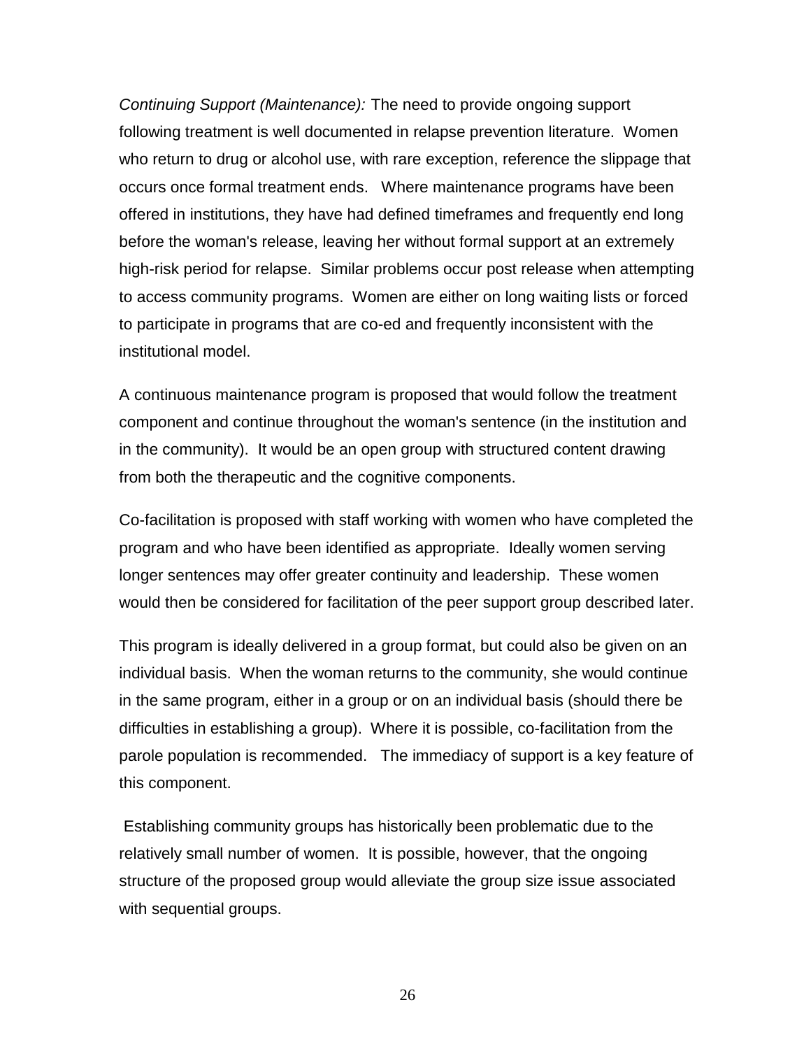*Continuing Support (Maintenance):* The need to provide ongoing support following treatment is well documented in relapse prevention literature. Women who return to drug or alcohol use, with rare exception, reference the slippage that occurs once formal treatment ends. Where maintenance programs have been offered in institutions, they have had defined timeframes and frequently end long before the woman's release, leaving her without formal support at an extremely high-risk period for relapse. Similar problems occur post release when attempting to access community programs. Women are either on long waiting lists or forced to participate in programs that are co-ed and frequently inconsistent with the institutional model.

A continuous maintenance program is proposed that would follow the treatment component and continue throughout the woman's sentence (in the institution and in the community). It would be an open group with structured content drawing from both the therapeutic and the cognitive components.

Co-facilitation is proposed with staff working with women who have completed the program and who have been identified as appropriate. Ideally women serving longer sentences may offer greater continuity and leadership. These women would then be considered for facilitation of the peer support group described later.

This program is ideally delivered in a group format, but could also be given on an individual basis. When the woman returns to the community, she would continue in the same program, either in a group or on an individual basis (should there be difficulties in establishing a group). Where it is possible, co-facilitation from the parole population is recommended. The immediacy of support is a key feature of this component.

Establishing community groups has historically been problematic due to the relatively small number of women. It is possible, however, that the ongoing structure of the proposed group would alleviate the group size issue associated with sequential groups.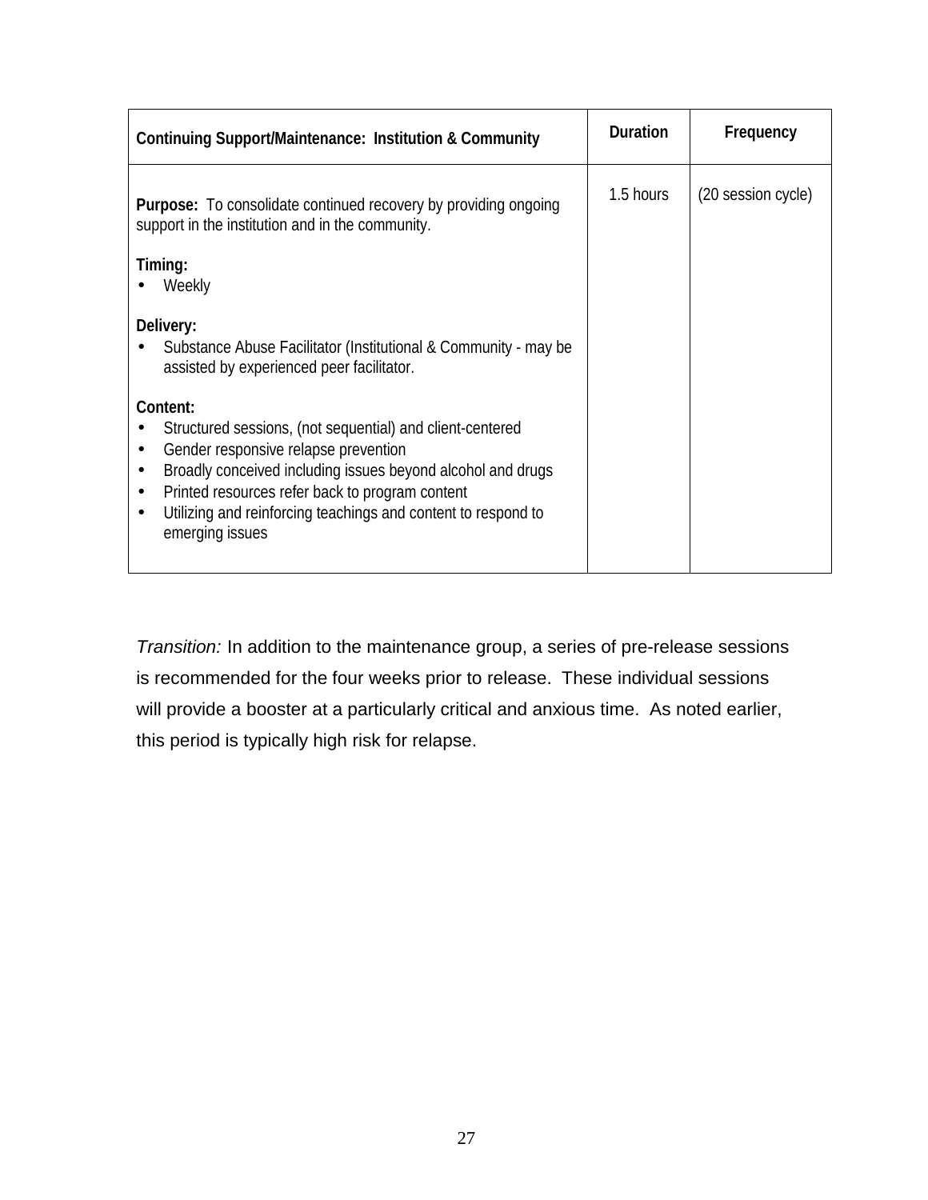| Continuing Support/Maintenance: Institution & Community | Duration | Frequency |
|---|---|---|
| **Purpose:** To consolidate continued recovery by providing ongoing support in the institution and in the community.<br><br>**Timing:**<br>• Weekly<br><br>**Delivery:**<br>• Substance Abuse Facilitator (Institutional & Community - may be assisted by experienced peer facilitator.<br><br>**Content:**<br>• Structured sessions, (not sequential) and client-centered<br>• Gender responsive relapse prevention<br>• Broadly conceived including issues beyond alcohol and drugs<br>• Printed resources refer back to program content<br>• Utilizing and reinforcing teachings and content to respond to emerging issues | 1.5 hours | (20 session cycle) |

*Transition:* In addition to the maintenance group, a series of pre-release sessions is recommended for the four weeks prior to release. These individual sessions will provide a booster at a particularly critical and anxious time. As noted earlier, this period is typically high risk for relapse.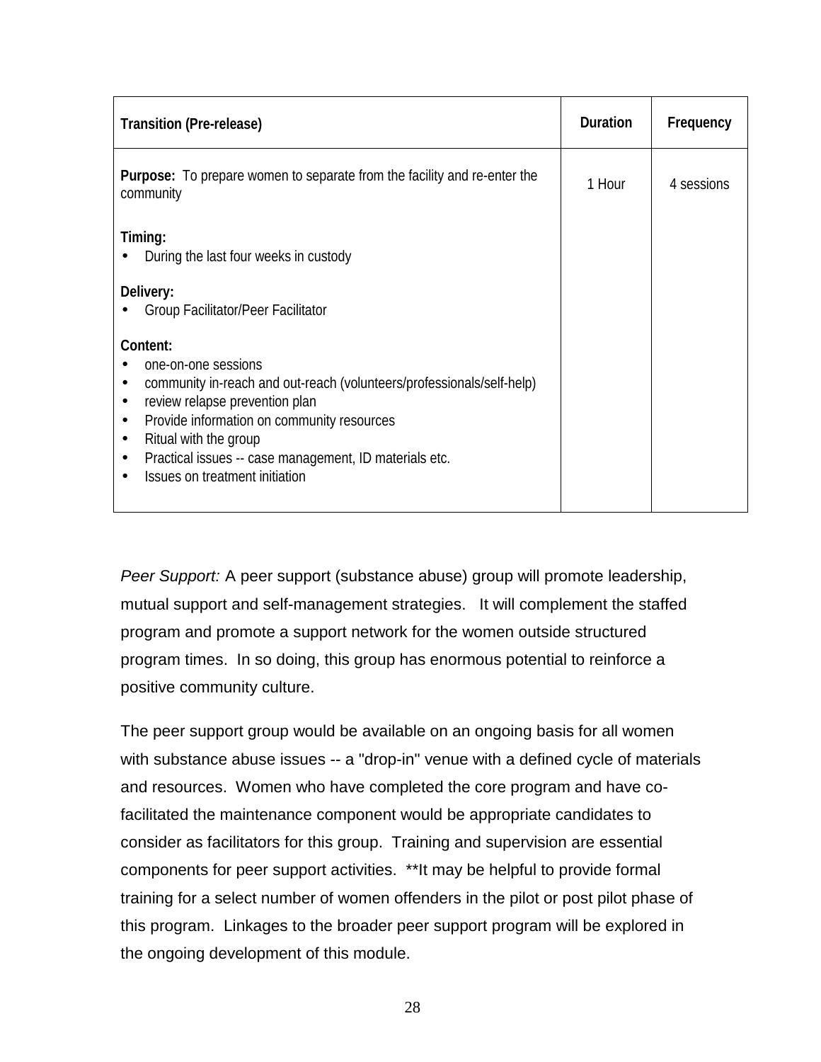| Transition (Pre-release) | Duration | Frequency |
|---|---|---|
| **Purpose:** To prepare women to separate from the facility and re-enter the community<br><br>**Timing:**<br>• During the last four weeks in custody<br><br>**Delivery:**<br>• Group Facilitator/Peer Facilitator<br><br>**Content:**<br>• one-on-one sessions<br>• community in-reach and out-reach (volunteers/professionals/self-help)<br>• review relapse prevention plan<br>• Provide information on community resources<br>• Ritual with the group<br>• Practical issues -- case management, ID materials etc.<br>• Issues on treatment initiation | 1 Hour | 4 sessions |

*Peer Support:* A peer support (substance abuse) group will promote leadership, mutual support and self-management strategies. It will complement the staffed program and promote a support network for the women outside structured program times. In so doing, this group has enormous potential to reinforce a positive community culture.

The peer support group would be available on an ongoing basis for all women with substance abuse issues -- a "drop-in" venue with a defined cycle of materials and resources. Women who have completed the core program and have co-facilitated the maintenance component would be appropriate candidates to consider as facilitators for this group. Training and supervision are essential components for peer support activities. **It may be helpful to provide formal training for a select number of women offenders in the pilot or post pilot phase of this program. Linkages to the broader peer support program will be explored in the ongoing development of this module.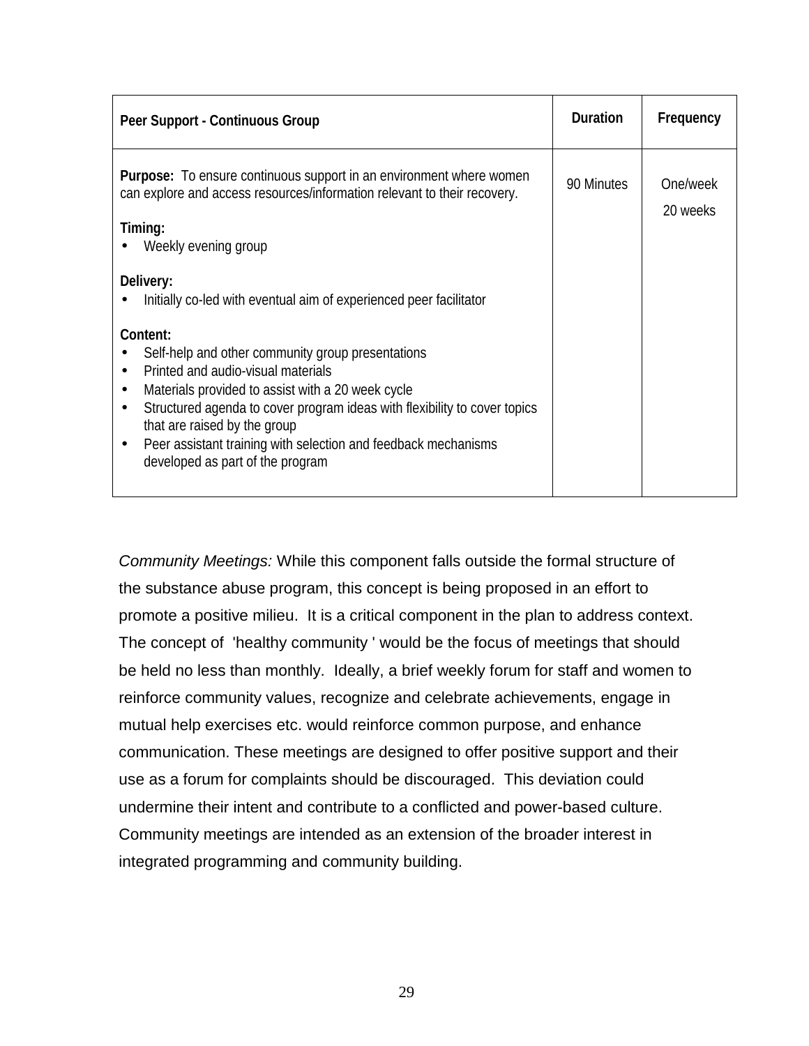| Peer Support - Continuous Group | Duration | Frequency |
|---|---|---|
| **Purpose:** To ensure continuous support in an environment where women can explore and access resources/information relevant to their recovery.<br><br>**Timing:**<br>• Weekly evening group<br><br>**Delivery:**<br>• Initially co-led with eventual aim of experienced peer facilitator<br><br>**Content:**<br>• Self-help and other community group presentations<br>• Printed and audio-visual materials<br>• Materials provided to assist with a 20 week cycle<br>• Structured agenda to cover program ideas with flexibility to cover topics that are raised by the group<br>• Peer assistant training with selection and feedback mechanisms developed as part of the program | 90 Minutes | One/week<br>20 weeks |

*Community Meetings:* While this component falls outside the formal structure of the substance abuse program, this concept is being proposed in an effort to promote a positive milieu. It is a critical component in the plan to address context. The concept of 'healthy community ' would be the focus of meetings that should be held no less than monthly. Ideally, a brief weekly forum for staff and women to reinforce community values, recognize and celebrate achievements, engage in mutual help exercises etc. would reinforce common purpose, and enhance communication. These meetings are designed to offer positive support and their use as a forum for complaints should be discouraged. This deviation could undermine their intent and contribute to a conflicted and power-based culture. Community meetings are intended as an extension of the broader interest in integrated programming and community building.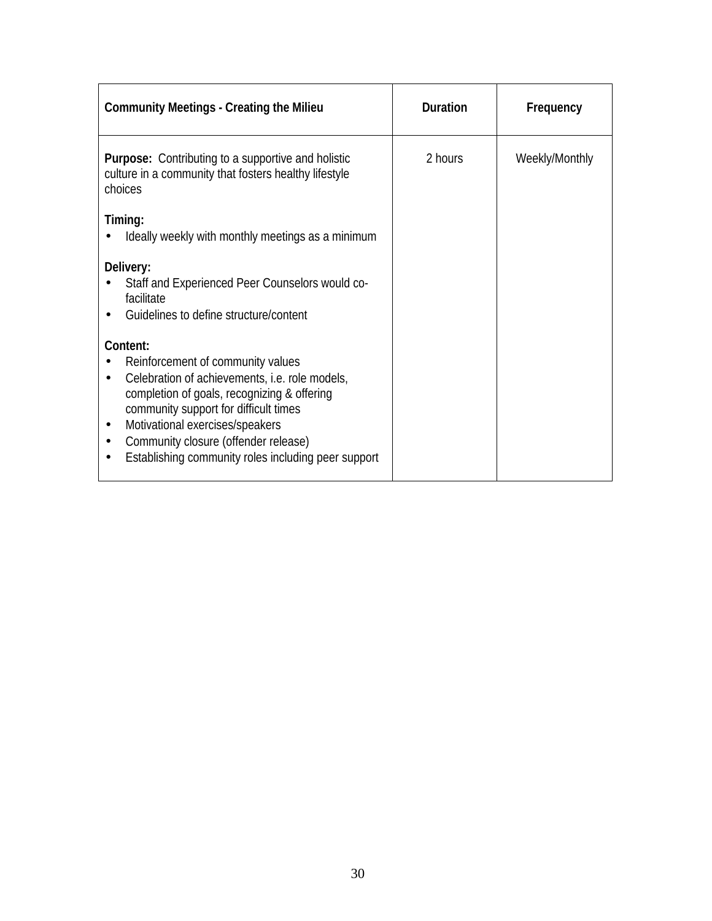| Community Meetings - Creating the Milieu | Duration | Frequency |
|---|---|---|
| **Purpose:** Contributing to a supportive and holistic culture in a community that fosters healthy lifestyle choices<br><br>**Timing:**<br>• Ideally weekly with monthly meetings as a minimum<br><br>**Delivery:**<br>• Staff and Experienced Peer Counselors would co-facilitate<br>• Guidelines to define structure/content<br><br>**Content:**<br>• Reinforcement of community values<br>• Celebration of achievements, i.e. role models, completion of goals, recognizing & offering community support for difficult times<br>• Motivational exercises/speakers<br>• Community closure (offender release)<br>• Establishing community roles including peer support | 2 hours | Weekly/Monthly |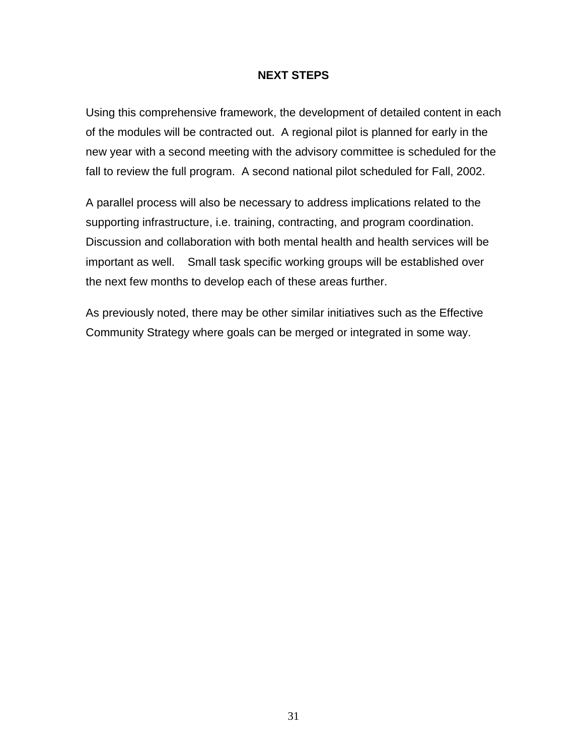## NEXT STEPS

Using this comprehensive framework, the development of detailed content in each of the modules will be contracted out. A regional pilot is planned for early in the new year with a second meeting with the advisory committee is scheduled for the fall to review the full program. A second national pilot scheduled for Fall, 2002.

A parallel process will also be necessary to address implications related to the supporting infrastructure, i.e. training, contracting, and program coordination. Discussion and collaboration with both mental health and health services will be important as well. Small task specific working groups will be established over the next few months to develop each of these areas further.

As previously noted, there may be other similar initiatives such as the Effective Community Strategy where goals can be merged or integrated in some way.